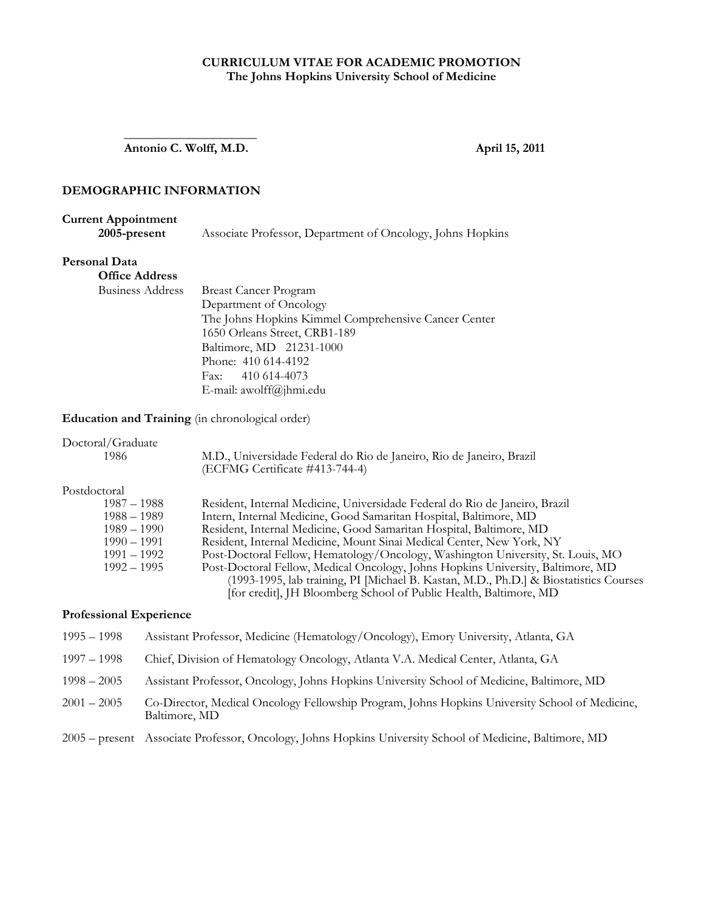**CURRICULUM VITAE FOR ACADEMIC PROMOTION**
**The Johns Hopkins University School of Medicine**

_____________________
**Antonio C. Wolff, M.D.** **April 15, 2011**

## DEMOGRAPHIC INFORMATION

**Current Appointment**

**2005-present** Associate Professor, Department of Oncology, Johns Hopkins

**Personal Data**

**Office Address**

Business Address
Breast Cancer Program
Department of Oncology
The Johns Hopkins Kimmel Comprehensive Cancer Center
1650 Orleans Street, CRB1-189
Baltimore, MD 21231-1000
Phone: 410 614-4192
Fax: 410 614-4073
E-mail: awolff@jhmi.edu

**Education and Training** (in chronological order)

Doctoral/Graduate

1986 M.D., Universidade Federal do Rio de Janeiro, Rio de Janeiro, Brazil
(ECFMG Certificate #413-744-4)

Postdoctoral

1987 – 1988 Resident, Internal Medicine, Universidade Federal do Rio de Janeiro, Brazil
1988 – 1989 Intern, Internal Medicine, Good Samaritan Hospital, Baltimore, MD
1989 – 1990 Resident, Internal Medicine, Good Samaritan Hospital, Baltimore, MD
1990 – 1991 Resident, Internal Medicine, Mount Sinai Medical Center, New York, NY
1991 – 1992 Post-Doctoral Fellow, Hematology/Oncology, Washington University, St. Louis, MO
1992 – 1995 Post-Doctoral Fellow, Medical Oncology, Johns Hopkins University, Baltimore, MD
(1993-1995, lab training, PI [Michael B. Kastan, M.D., Ph.D.] & Biostatistics Courses [for credit], JH Bloomberg School of Public Health, Baltimore, MD

**Professional Experience**

1995 – 1998 Assistant Professor, Medicine (Hematology/Oncology), Emory University, Atlanta, GA

1997 – 1998 Chief, Division of Hematology Oncology, Atlanta V.A. Medical Center, Atlanta, GA

1998 – 2005 Assistant Professor, Oncology, Johns Hopkins University School of Medicine, Baltimore, MD

2001 – 2005 Co-Director, Medical Oncology Fellowship Program, Johns Hopkins University School of Medicine, Baltimore, MD

2005 – present Associate Professor, Oncology, Johns Hopkins University School of Medicine, Baltimore, MD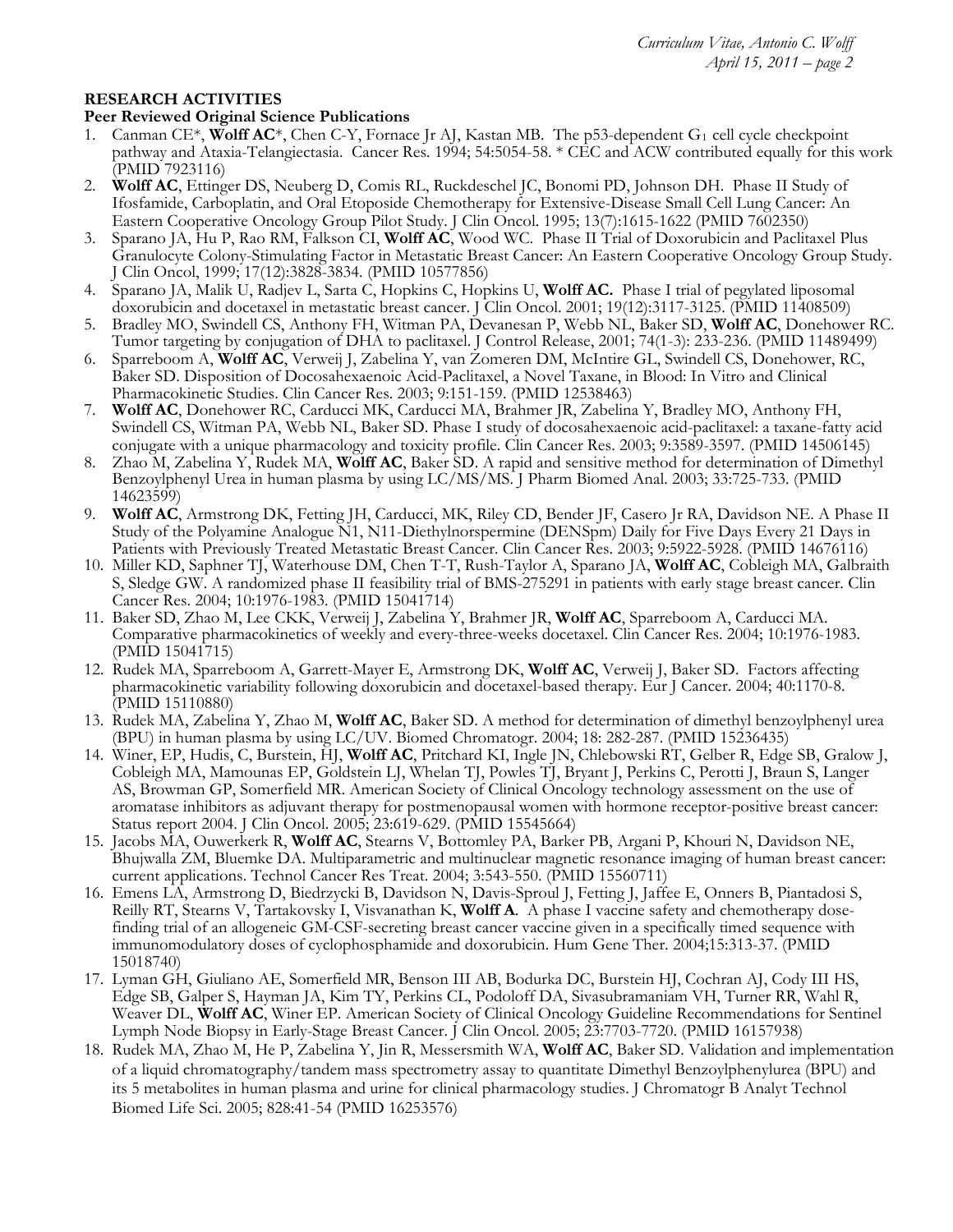## RESEARCH ACTIVITIES

### Peer Reviewed Original Science Publications

1. Canman CE*, **Wolff AC***, Chen C-Y, Fornace Jr AJ, Kastan MB. The p53-dependent $G_1$ cell cycle checkpoint pathway and Ataxia-Telangiectasia. Cancer Res. 1994; 54:5054-58. * CEC and ACW contributed equally for this work (PMID 7923116)
2. **Wolff AC**, Ettinger DS, Neuberg D, Comis RL, Ruckdeschel JC, Bonomi PD, Johnson DH. Phase II Study of Ifosfamide, Carboplatin, and Oral Etoposide Chemotherapy for Extensive-Disease Small Cell Lung Cancer: An Eastern Cooperative Oncology Group Pilot Study. J Clin Oncol. 1995; 13(7):1615-1622 (PMID 7602350)
3. Sparano JA, Hu P, Rao RM, Falkson CI, **Wolff AC**, Wood WC. Phase II Trial of Doxorubicin and Paclitaxel Plus Granulocyte Colony-Stimulating Factor in Metastatic Breast Cancer: An Eastern Cooperative Oncology Group Study. J Clin Oncol, 1999; 17(12):3828-3834. (PMID 10577856)
4. Sparano JA, Malik U, Radjev L, Sarta C, Hopkins C, Hopkins U, **Wolff AC.** Phase I trial of pegylated liposomal doxorubicin and docetaxel in metastatic breast cancer. J Clin Oncol. 2001; 19(12):3117-3125. (PMID 11408509)
5. Bradley MO, Swindell CS, Anthony FH, Witman PA, Devanesan P, Webb NL, Baker SD, **Wolff AC**, Donehower RC. Tumor targeting by conjugation of DHA to paclitaxel. J Control Release, 2001; 74(1-3): 233-236. (PMID 11489499)
6. Sparreboom A, **Wolff AC**, Verweij J, Zabelina Y, van Zomeren DM, McIntire GL, Swindell CS, Donehower, RC, Baker SD. Disposition of Docosahexaenoic Acid-Paclitaxel, a Novel Taxane, in Blood: In Vitro and Clinical Pharmacokinetic Studies. Clin Cancer Res. 2003; 9:151-159. (PMID 12538463)
7. **Wolff AC**, Donehower RC, Carducci MK, Carducci MA, Brahmer JR, Zabelina Y, Bradley MO, Anthony FH, Swindell CS, Witman PA, Webb NL, Baker SD. Phase I study of docosahexaenoic acid-paclitaxel: a taxane-fatty acid conjugate with a unique pharmacology and toxicity profile. Clin Cancer Res. 2003; 9:3589-3597. (PMID 14506145)
8. Zhao M, Zabelina Y, Rudek MA, **Wolff AC**, Baker SD. A rapid and sensitive method for determination of Dimethyl Benzoylphenyl Urea in human plasma by using LC/MS/MS. J Pharm Biomed Anal. 2003; 33:725-733. (PMID 14623599)
9. **Wolff AC**, Armstrong DK, Fetting JH, Carducci, MK, Riley CD, Bender JF, Casero Jr RA, Davidson NE. A Phase II Study of the Polyamine Analogue N1, N11-Diethylnorspermine (DENSpm) Daily for Five Days Every 21 Days in Patients with Previously Treated Metastatic Breast Cancer. Clin Cancer Res. 2003; 9:5922-5928. (PMID 14676116)
10. Miller KD, Saphner TJ, Waterhouse DM, Chen T-T, Rush-Taylor A, Sparano JA, **Wolff AC**, Cobleigh MA, Galbraith S, Sledge GW. A randomized phase II feasibility trial of BMS-275291 in patients with early stage breast cancer. Clin Cancer Res. 2004; 10:1976-1983. (PMID 15041714)
11. Baker SD, Zhao M, Lee CKK, Verweij J, Zabelina Y, Brahmer JR, **Wolff AC**, Sparreboom A, Carducci MA. Comparative pharmacokinetics of weekly and every-three-weeks docetaxel. Clin Cancer Res. 2004; 10:1976-1983. (PMID 15041715)
12. Rudek MA, Sparreboom A, Garrett-Mayer E, Armstrong DK, **Wolff AC**, Verweij J, Baker SD. Factors affecting pharmacokinetic variability following doxorubicin and docetaxel-based therapy. Eur J Cancer. 2004; 40:1170-8. (PMID 15110880)
13. Rudek MA, Zabelina Y, Zhao M, **Wolff AC**, Baker SD. A method for determination of dimethyl benzoylphenyl urea (BPU) in human plasma by using LC/UV. Biomed Chromatogr. 2004; 18: 282-287. (PMID 15236435)
14. Winer, EP, Hudis, C, Burstein, HJ, **Wolff AC**, Pritchard KI, Ingle JN, Chlebowski RT, Gelber R, Edge SB, Gralow J, Cobleigh MA, Mamounas EP, Goldstein LJ, Whelan TJ, Powles TJ, Bryant J, Perkins C, Perotti J, Braun S, Langer AS, Browman GP, Somerfield MR. American Society of Clinical Oncology technology assessment on the use of aromatase inhibitors as adjuvant therapy for postmenopausal women with hormone receptor-positive breast cancer: Status report 2004. J Clin Oncol. 2005; 23:619-629. (PMID 15545664)
15. Jacobs MA, Ouwerkerk R, **Wolff AC**, Stearns V, Bottomley PA, Barker PB, Argani P, Khouri N, Davidson NE, Bhujwalla ZM, Bluemke DA. Multiparametric and multinuclear magnetic resonance imaging of human breast cancer: current applications. Technol Cancer Res Treat. 2004; 3:543-550. (PMID 15560711)
16. Emens LA, Armstrong D, Biedrzycki B, Davidson N, Davis-Sproul J, Fetting J, Jaffee E, Onners B, Piantadosi S, Reilly RT, Stearns V, Tartakovsky I, Visvanathan K, **Wolff A**. A phase I vaccine safety and chemotherapy dose-finding trial of an allogeneic GM-CSF-secreting breast cancer vaccine given in a specifically timed sequence with immunomodulatory doses of cyclophosphamide and doxorubicin. Hum Gene Ther. 2004;15:313-37. (PMID 15018740)
17. Lyman GH, Giuliano AE, Somerfield MR, Benson III AB, Bodurka DC, Burstein HJ, Cochran AJ, Cody III HS, Edge SB, Galper S, Hayman JA, Kim TY, Perkins CL, Podoloff DA, Sivasubramaniam VH, Turner RR, Wahl R, Weaver DL, **Wolff AC**, Winer EP. American Society of Clinical Oncology Guideline Recommendations for Sentinel Lymph Node Biopsy in Early-Stage Breast Cancer. J Clin Oncol. 2005; 23:7703-7720. (PMID 16157938)
18. Rudek MA, Zhao M, He P, Zabelina Y, Jin R, Messersmith WA, **Wolff AC**, Baker SD. Validation and implementation of a liquid chromatography/tandem mass spectrometry assay to quantitate Dimethyl Benzoylphenylurea (BPU) and its 5 metabolites in human plasma and urine for clinical pharmacology studies. J Chromatogr B Analyt Technol Biomed Life Sci. 2005; 828:41-54 (PMID 16253576)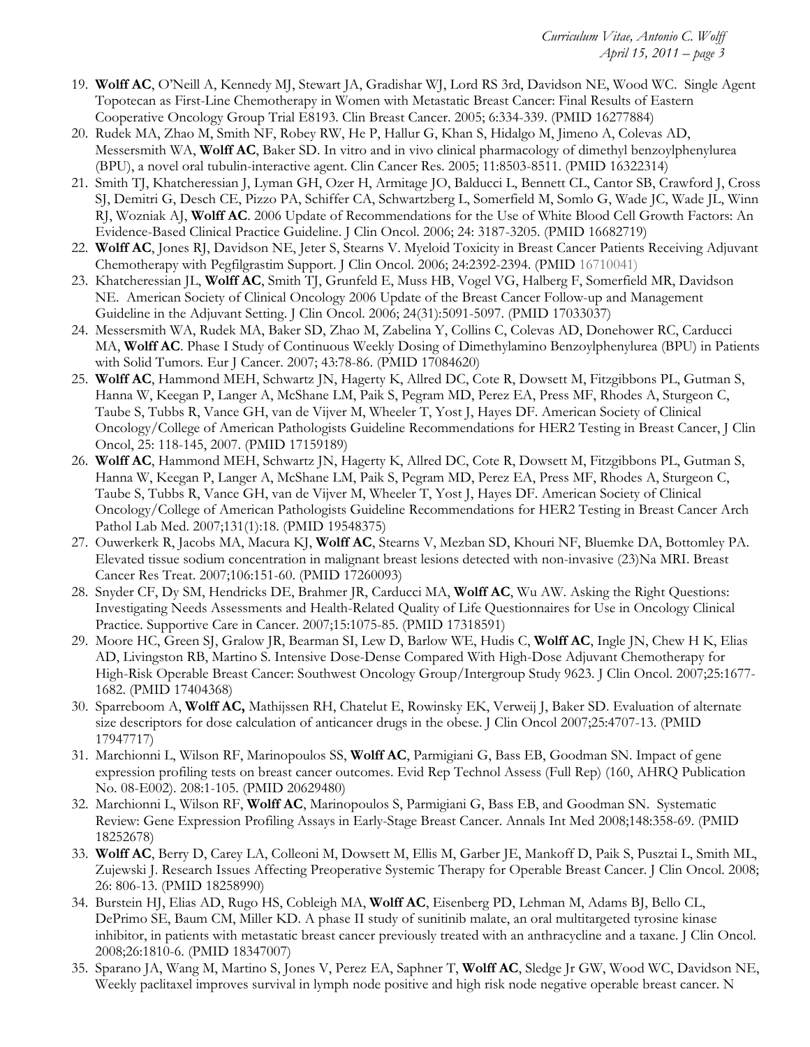19. **Wolff AC**, O'Neill A, Kennedy MJ, Stewart JA, Gradishar WJ, Lord RS 3rd, Davidson NE, Wood WC. Single Agent Topotecan as First-Line Chemotherapy in Women with Metastatic Breast Cancer: Final Results of Eastern Cooperative Oncology Group Trial E8193. Clin Breast Cancer. 2005; 6:334-339. (PMID 16277884)
20. Rudek MA, Zhao M, Smith NF, Robey RW, He P, Hallur G, Khan S, Hidalgo M, Jimeno A, Colevas AD, Messersmith WA, **Wolff AC**, Baker SD. In vitro and in vivo clinical pharmacology of dimethyl benzoylphenylurea (BPU), a novel oral tubulin-interactive agent. Clin Cancer Res. 2005; 11:8503-8511. (PMID 16322314)
21. Smith TJ, Khatcheressian J, Lyman GH, Ozer H, Armitage JO, Balducci L, Bennett CL, Cantor SB, Crawford J, Cross SJ, Demitri G, Desch CE, Pizzo PA, Schiffer CA, Schwartzberg L, Somerfield M, Somlo G, Wade JC, Wade JL, Winn RJ, Wozniak AJ, **Wolff AC**. 2006 Update of Recommendations for the Use of White Blood Cell Growth Factors: An Evidence-Based Clinical Practice Guideline. J Clin Oncol. 2006; 24: 3187-3205. (PMID 16682719)
22. **Wolff AC**, Jones RJ, Davidson NE, Jeter S, Stearns V. Myeloid Toxicity in Breast Cancer Patients Receiving Adjuvant Chemotherapy with Pegfilgrastim Support. J Clin Oncol. 2006; 24:2392-2394. (PMID 16710041)
23. Khatcheressian JL, **Wolff AC**, Smith TJ, Grunfeld E, Muss HB, Vogel VG, Halberg F, Somerfield MR, Davidson NE. American Society of Clinical Oncology 2006 Update of the Breast Cancer Follow-up and Management Guideline in the Adjuvant Setting. J Clin Oncol. 2006; 24(31):5091-5097. (PMID 17033037)
24. Messersmith WA, Rudek MA, Baker SD, Zhao M, Zabelina Y, Collins C, Colevas AD, Donehower RC, Carducci MA, **Wolff AC**. Phase I Study of Continuous Weekly Dosing of Dimethylamino Benzoylphenylurea (BPU) in Patients with Solid Tumors. Eur J Cancer. 2007; 43:78-86. (PMID 17084620)
25. **Wolff AC**, Hammond MEH, Schwartz JN, Hagerty K, Allred DC, Cote R, Dowsett M, Fitzgibbons PL, Gutman S, Hanna W, Keegan P, Langer A, McShane LM, Paik S, Pegram MD, Perez EA, Press MF, Rhodes A, Sturgeon C, Taube S, Tubbs R, Vance GH, van de Vijver M, Wheeler T, Yost J, Hayes DF. American Society of Clinical Oncology/College of American Pathologists Guideline Recommendations for HER2 Testing in Breast Cancer, J Clin Oncol, 25: 118-145, 2007. (PMID 17159189)
26. **Wolff AC**, Hammond MEH, Schwartz JN, Hagerty K, Allred DC, Cote R, Dowsett M, Fitzgibbons PL, Gutman S, Hanna W, Keegan P, Langer A, McShane LM, Paik S, Pegram MD, Perez EA, Press MF, Rhodes A, Sturgeon C, Taube S, Tubbs R, Vance GH, van de Vijver M, Wheeler T, Yost J, Hayes DF. American Society of Clinical Oncology/College of American Pathologists Guideline Recommendations for HER2 Testing in Breast Cancer Arch Pathol Lab Med. 2007;131(1):18. (PMID 19548375)
27. Ouwerkerk R, Jacobs MA, Macura KJ, **Wolff AC**, Stearns V, Mezban SD, Khouri NF, Bluemke DA, Bottomley PA. Elevated tissue sodium concentration in malignant breast lesions detected with non-invasive (23)Na MRI. Breast Cancer Res Treat. 2007;106:151-60. (PMID 17260093)
28. Snyder CF, Dy SM, Hendricks DE, Brahmer JR, Carducci MA, **Wolff AC**, Wu AW. Asking the Right Questions: Investigating Needs Assessments and Health-Related Quality of Life Questionnaires for Use in Oncology Clinical Practice. Supportive Care in Cancer. 2007;15:1075-85. (PMID 17318591)
29. Moore HC, Green SJ, Gralow JR, Bearman SI, Lew D, Barlow WE, Hudis C, **Wolff AC**, Ingle JN, Chew H K, Elias AD, Livingston RB, Martino S. Intensive Dose-Dense Compared With High-Dose Adjuvant Chemotherapy for High-Risk Operable Breast Cancer: Southwest Oncology Group/Intergroup Study 9623. J Clin Oncol. 2007;25:1677-1682. (PMID 17404368)
30. Sparreboom A, **Wolff AC,** Mathijssen RH, Chatelut E, Rowinsky EK, Verweij J, Baker SD. Evaluation of alternate size descriptors for dose calculation of anticancer drugs in the obese. J Clin Oncol 2007;25:4707-13. (PMID 17947717)
31. Marchionni L, Wilson RF, Marinopoulos SS, **Wolff AC**, Parmigiani G, Bass EB, Goodman SN. Impact of gene expression profiling tests on breast cancer outcomes. Evid Rep Technol Assess (Full Rep) (160, AHRQ Publication No. 08-E002). 208:1-105. (PMID 20629480)
32. Marchionni L, Wilson RF, **Wolff AC**, Marinopoulos S, Parmigiani G, Bass EB, and Goodman SN. Systematic Review: Gene Expression Profiling Assays in Early-Stage Breast Cancer. Annals Int Med 2008;148:358-69. (PMID 18252678)
33. **Wolff AC**, Berry D, Carey LA, Colleoni M, Dowsett M, Ellis M, Garber JE, Mankoff D, Paik S, Pusztai L, Smith ML, Zujewski J. Research Issues Affecting Preoperative Systemic Therapy for Operable Breast Cancer. J Clin Oncol. 2008; 26: 806-13. (PMID 18258990)
34. Burstein HJ, Elias AD, Rugo HS, Cobleigh MA, **Wolff AC**, Eisenberg PD, Lehman M, Adams BJ, Bello CL, DePrimo SE, Baum CM, Miller KD. A phase II study of sunitinib malate, an oral multitargeted tyrosine kinase inhibitor, in patients with metastatic breast cancer previously treated with an anthracycline and a taxane. J Clin Oncol. 2008;26:1810-6. (PMID 18347007)
35. Sparano JA, Wang M, Martino S, Jones V, Perez EA, Saphner T, **Wolff AC**, Sledge Jr GW, Wood WC, Davidson NE, Weekly paclitaxel improves survival in lymph node positive and high risk node negative operable breast cancer. N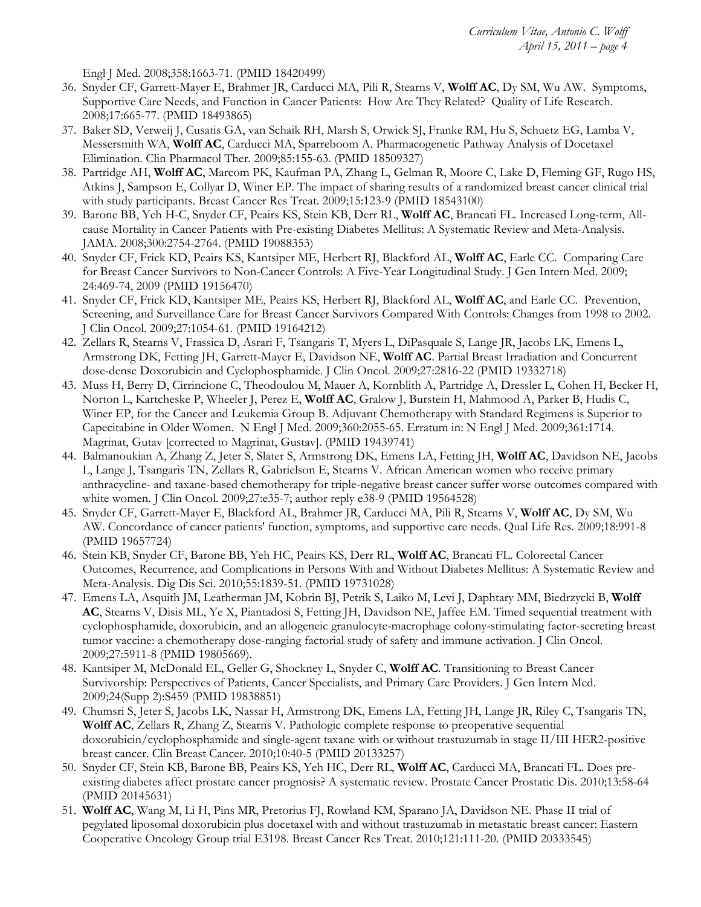Engl J Med. 2008;358:1663-71. (PMID 18420499)

36. Snyder CF, Garrett-Mayer E, Brahmer JR, Carducci MA, Pili R, Stearns V, **Wolff AC**, Dy SM, Wu AW. Symptoms, Supportive Care Needs, and Function in Cancer Patients: How Are They Related? Quality of Life Research. 2008;17:665-77. (PMID 18493865)
37. Baker SD, Verweij J, Cusatis GA, van Schaik RH, Marsh S, Orwick SJ, Franke RM, Hu S, Schuetz EG, Lamba V, Messersmith WA, **Wolff AC**, Carducci MA, Sparreboom A. Pharmacogenetic Pathway Analysis of Docetaxel Elimination. Clin Pharmacol Ther. 2009;85:155-63. (PMID 18509327)
38. Partridge AH, **Wolff AC**, Marcom PK, Kaufman PA, Zhang L, Gelman R, Moore C, Lake D, Fleming GF, Rugo HS, Atkins J, Sampson E, Collyar D, Winer EP. The impact of sharing results of a randomized breast cancer clinical trial with study participants. Breast Cancer Res Treat. 2009;15:123-9 (PMID 18543100)
39. Barone BB, Yeh H-C, Snyder CF, Peairs KS, Stein KB, Derr RL, **Wolff AC**, Brancati FL. Increased Long-term, All-cause Mortality in Cancer Patients with Pre-existing Diabetes Mellitus: A Systematic Review and Meta-Analysis. JAMA. 2008;300:2754-2764. (PMID 19088353)
40. Snyder CF, Frick KD, Peairs KS, Kantsiper ME, Herbert RJ, Blackford AL, **Wolff AC**, Earle CC. Comparing Care for Breast Cancer Survivors to Non-Cancer Controls: A Five-Year Longitudinal Study. J Gen Intern Med. 2009; 24:469-74, 2009 (PMID 19156470)
41. Snyder CF, Frick KD, Kantsiper ME, Peairs KS, Herbert RJ, Blackford AL, **Wolff AC**, and Earle CC. Prevention, Screening, and Surveillance Care for Breast Cancer Survivors Compared With Controls: Changes from 1998 to 2002. J Clin Oncol. 2009;27:1054-61. (PMID 19164212)
42. Zellars R, Stearns V, Frassica D, Asrari F, Tsangaris T, Myers L, DiPasquale S, Lange JR, Jacobs LK, Emens L, Armstrong DK, Fetting JH, Garrett-Mayer E, Davidson NE, **Wolff AC**. Partial Breast Irradiation and Concurrent dose-dense Doxorubicin and Cyclophosphamide. J Clin Oncol. 2009;27:2816-22 (PMID 19332718)
43. Muss H, Berry D, Cirrincione C, Theodoulou M, Mauer A, Kornblith A, Partridge A, Dressler L, Cohen H, Becker H, Norton L, Kartcheske P, Wheeler J, Perez E, **Wolff AC**, Gralow J, Burstein H, Mahmood A, Parker B, Hudis C, Winer EP, for the Cancer and Leukemia Group B. Adjuvant Chemotherapy with Standard Regimens is Superior to Capecitabine in Older Women. N Engl J Med. 2009;360:2055-65. Erratum in: N Engl J Med. 2009;361:1714. Magrinat, Gutav [corrected to Magrinat, Gustav]. (PMID 19439741)
44. Balmanoukian A, Zhang Z, Jeter S, Slater S, Armstrong DK, Emens LA, Fetting JH, **Wolff AC**, Davidson NE, Jacobs L, Lange J, Tsangaris TN, Zellars R, Gabrielson E, Stearns V. African American women who receive primary anthracycline- and taxane-based chemotherapy for triple-negative breast cancer suffer worse outcomes compared with white women. J Clin Oncol. 2009;27:e35-7; author reply e38-9 (PMID 19564528)
45. Snyder CF, Garrett-Mayer E, Blackford AL, Brahmer JR, Carducci MA, Pili R, Stearns V, **Wolff AC**, Dy SM, Wu AW. Concordance of cancer patients' function, symptoms, and supportive care needs. Qual Life Res. 2009;18:991-8 (PMID 19657724)
46. Stein KB, Snyder CF, Barone BB, Yeh HC, Peairs KS, Derr RL, **Wolff AC**, Brancati FL. Colorectal Cancer Outcomes, Recurrence, and Complications in Persons With and Without Diabetes Mellitus: A Systematic Review and Meta-Analysis. Dig Dis Sci. 2010;55:1839-51. (PMID 19731028)
47. Emens LA, Asquith JM, Leatherman JM, Kobrin BJ, Petrik S, Laiko M, Levi J, Daphtary MM, Biedrzycki B, **Wolff AC**, Stearns V, Disis ML, Ye X, Piantadosi S, Fetting JH, Davidson NE, Jaffee EM. Timed sequential treatment with cyclophosphamide, doxorubicin, and an allogeneic granulocyte-macrophage colony-stimulating factor-secreting breast tumor vaccine: a chemotherapy dose-ranging factorial study of safety and immune activation. J Clin Oncol. 2009;27:5911-8 (PMID 19805669).
48. Kantsiper M, McDonald EL, Geller G, Shockney L, Snyder C, **Wolff AC**. Transitioning to Breast Cancer Survivorship: Perspectives of Patients, Cancer Specialists, and Primary Care Providers. J Gen Intern Med. 2009;24(Supp 2):S459 (PMID 19838851)
49. Chumsri S, Jeter S, Jacobs LK, Nassar H, Armstrong DK, Emens LA, Fetting JH, Lange JR, Riley C, Tsangaris TN, **Wolff AC**, Zellars R, Zhang Z, Stearns V. Pathologic complete response to preoperative sequential doxorubicin/cyclophosphamide and single-agent taxane with or without trastuzumab in stage II/III HER2-positive breast cancer. Clin Breast Cancer. 2010;10:40-5 (PMID 20133257)
50. Snyder CF, Stein KB, Barone BB, Peairs KS, Yeh HC, Derr RL, **Wolff AC**, Carducci MA, Brancati FL. Does pre-existing diabetes affect prostate cancer prognosis? A systematic review. Prostate Cancer Prostatic Dis. 2010;13:58-64 (PMID 20145631)
51. **Wolff AC**, Wang M, Li H, Pins MR, Pretorius FJ, Rowland KM, Sparano JA, Davidson NE. Phase II trial of pegylated liposomal doxorubicin plus docetaxel with and without trastuzumab in metastatic breast cancer: Eastern Cooperative Oncology Group trial E3198. Breast Cancer Res Treat. 2010;121:111-20. (PMID 20333545)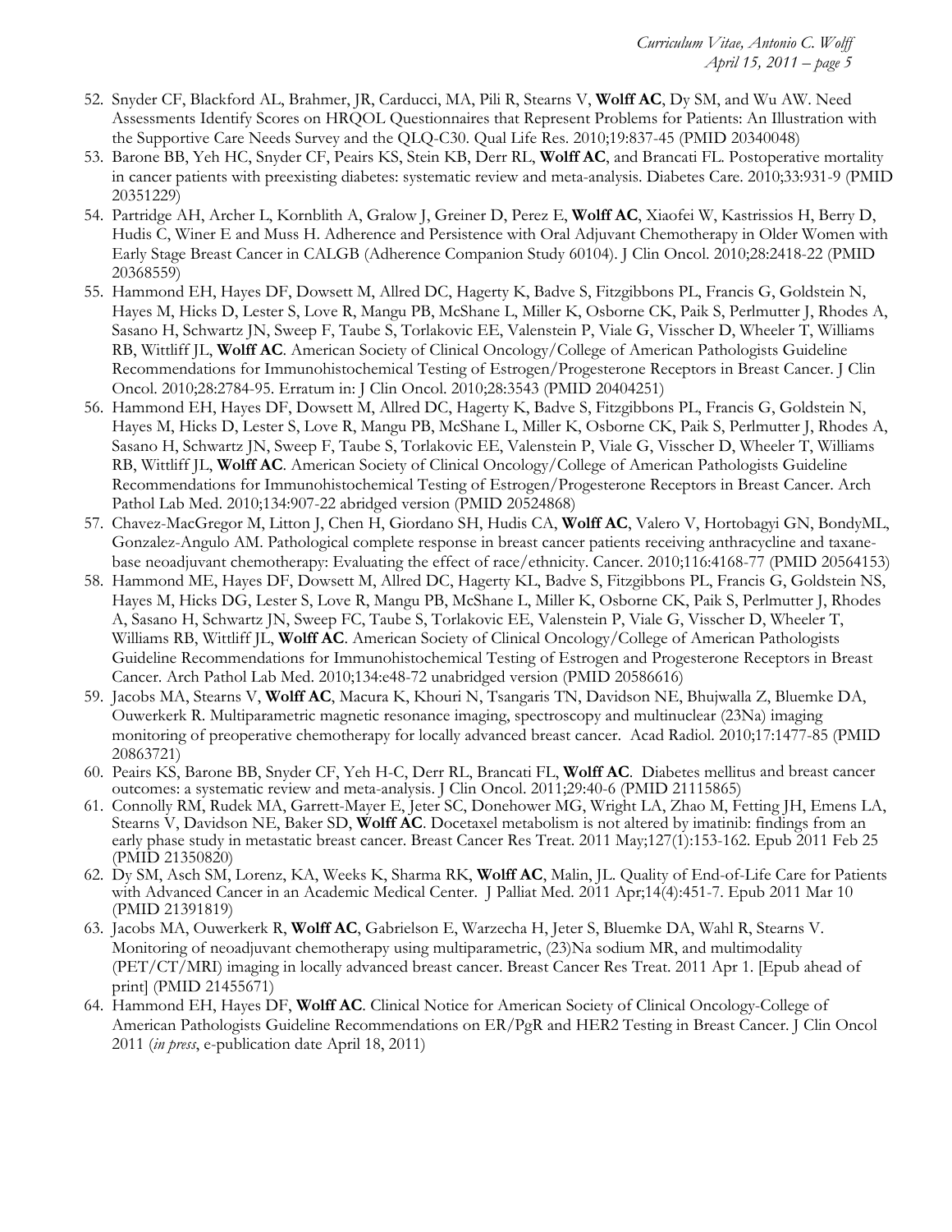52. Snyder CF, Blackford AL, Brahmer, JR, Carducci, MA, Pili R, Stearns V, **Wolff AC**, Dy SM, and Wu AW. Need Assessments Identify Scores on HRQOL Questionnaires that Represent Problems for Patients: An Illustration with the Supportive Care Needs Survey and the QLQ-C30. Qual Life Res. 2010;19:837-45 (PMID 20340048)
53. Barone BB, Yeh HC, Snyder CF, Peairs KS, Stein KB, Derr RL, **Wolff AC**, and Brancati FL. Postoperative mortality in cancer patients with preexisting diabetes: systematic review and meta-analysis. Diabetes Care. 2010;33:931-9 (PMID 20351229)
54. Partridge AH, Archer L, Kornblith A, Gralow J, Greiner D, Perez E, **Wolff AC**, Xiaofei W, Kastrissios H, Berry D, Hudis C, Winer E and Muss H. Adherence and Persistence with Oral Adjuvant Chemotherapy in Older Women with Early Stage Breast Cancer in CALGB (Adherence Companion Study 60104). J Clin Oncol. 2010;28:2418-22 (PMID 20368559)
55. Hammond EH, Hayes DF, Dowsett M, Allred DC, Hagerty K, Badve S, Fitzgibbons PL, Francis G, Goldstein N, Hayes M, Hicks D, Lester S, Love R, Mangu PB, McShane L, Miller K, Osborne CK, Paik S, Perlmutter J, Rhodes A, Sasano H, Schwartz JN, Sweep F, Taube S, Torlakovic EE, Valenstein P, Viale G, Visscher D, Wheeler T, Williams RB, Wittliff JL, **Wolff AC**. American Society of Clinical Oncology/College of American Pathologists Guideline Recommendations for Immunohistochemical Testing of Estrogen/Progesterone Receptors in Breast Cancer. J Clin Oncol. 2010;28:2784-95. Erratum in: J Clin Oncol. 2010;28:3543 (PMID 20404251)
56. Hammond EH, Hayes DF, Dowsett M, Allred DC, Hagerty K, Badve S, Fitzgibbons PL, Francis G, Goldstein N, Hayes M, Hicks D, Lester S, Love R, Mangu PB, McShane L, Miller K, Osborne CK, Paik S, Perlmutter J, Rhodes A, Sasano H, Schwartz JN, Sweep F, Taube S, Torlakovic EE, Valenstein P, Viale G, Visscher D, Wheeler T, Williams RB, Wittliff JL, **Wolff AC**. American Society of Clinical Oncology/College of American Pathologists Guideline Recommendations for Immunohistochemical Testing of Estrogen/Progesterone Receptors in Breast Cancer. Arch Pathol Lab Med. 2010;134:907-22 abridged version (PMID 20524868)
57. Chavez-MacGregor M, Litton J, Chen H, Giordano SH, Hudis CA, **Wolff AC**, Valero V, Hortobagyi GN, BondyML, Gonzalez-Angulo AM. Pathological complete response in breast cancer patients receiving anthracycline and taxane-base neoadjuvant chemotherapy: Evaluating the effect of race/ethnicity. Cancer. 2010;116:4168-77 (PMID 20564153)
58. Hammond ME, Hayes DF, Dowsett M, Allred DC, Hagerty KL, Badve S, Fitzgibbons PL, Francis G, Goldstein NS, Hayes M, Hicks DG, Lester S, Love R, Mangu PB, McShane L, Miller K, Osborne CK, Paik S, Perlmutter J, Rhodes A, Sasano H, Schwartz JN, Sweep FC, Taube S, Torlakovic EE, Valenstein P, Viale G, Visscher D, Wheeler T, Williams RB, Wittliff JL, **Wolff AC**. American Society of Clinical Oncology/College of American Pathologists Guideline Recommendations for Immunohistochemical Testing of Estrogen and Progesterone Receptors in Breast Cancer. Arch Pathol Lab Med. 2010;134:e48-72 unabridged version (PMID 20586616)
59. Jacobs MA, Stearns V, **Wolff AC**, Macura K, Khouri N, Tsangaris TN, Davidson NE, Bhujwalla Z, Bluemke DA, Ouwerkerk R. Multiparametric magnetic resonance imaging, spectroscopy and multinuclear (23Na) imaging monitoring of preoperative chemotherapy for locally advanced breast cancer. Acad Radiol. 2010;17:1477-85 (PMID 20863721)
60. Peairs KS, Barone BB, Snyder CF, Yeh H-C, Derr RL, Brancati FL, **Wolff AC**. Diabetes mellitus and breast cancer outcomes: a systematic review and meta-analysis. J Clin Oncol. 2011;29:40-6 (PMID 21115865)
61. Connolly RM, Rudek MA, Garrett-Mayer E, Jeter SC, Donehower MG, Wright LA, Zhao M, Fetting JH, Emens LA, Stearns V, Davidson NE, Baker SD, **Wolff AC**. Docetaxel metabolism is not altered by imatinib: findings from an early phase study in metastatic breast cancer. Breast Cancer Res Treat. 2011 May;127(1):153-162. Epub 2011 Feb 25 (PMID 21350820)
62. Dy SM, Asch SM, Lorenz, KA, Weeks K, Sharma RK, **Wolff AC**, Malin, JL. Quality of End-of-Life Care for Patients with Advanced Cancer in an Academic Medical Center. J Palliat Med. 2011 Apr;14(4):451-7. Epub 2011 Mar 10 (PMID 21391819)
63. Jacobs MA, Ouwerkerk R, **Wolff AC**, Gabrielson E, Warzecha H, Jeter S, Bluemke DA, Wahl R, Stearns V. Monitoring of neoadjuvant chemotherapy using multiparametric, (23)Na sodium MR, and multimodality (PET/CT/MRI) imaging in locally advanced breast cancer. Breast Cancer Res Treat. 2011 Apr 1. [Epub ahead of print] (PMID 21455671)
64. Hammond EH, Hayes DF, **Wolff AC**. Clinical Notice for American Society of Clinical Oncology-College of American Pathologists Guideline Recommendations on ER/PgR and HER2 Testing in Breast Cancer. J Clin Oncol 2011 (*in press*, e-publication date April 18, 2011)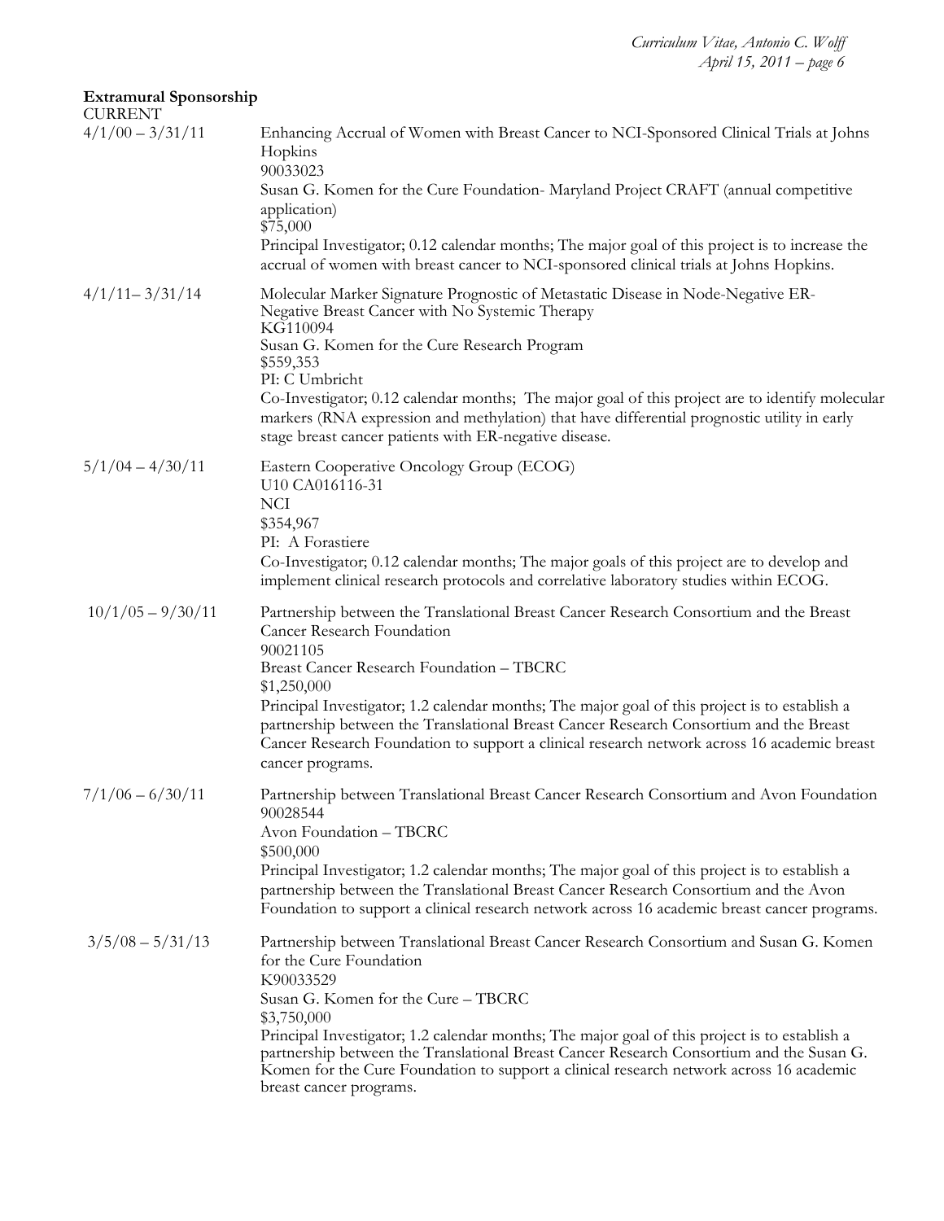**Extramural Sponsorship**

CURRENT

4/1/00 – 3/31/11

Enhancing Accrual of Women with Breast Cancer to NCI-Sponsored Clinical Trials at Johns Hopkins
90033023
Susan G. Komen for the Cure Foundation- Maryland Project CRAFT (annual competitive application)
$75,000
Principal Investigator; 0.12 calendar months; The major goal of this project is to increase the accrual of women with breast cancer to NCI-sponsored clinical trials at Johns Hopkins.

4/1/11– 3/31/14

Molecular Marker Signature Prognostic of Metastatic Disease in Node-Negative ER-Negative Breast Cancer with No Systemic Therapy
KG110094
Susan G. Komen for the Cure Research Program
$559,353
PI: C Umbricht
Co-Investigator; 0.12 calendar months; The major goal of this project are to identify molecular markers (RNA expression and methylation) that have differential prognostic utility in early stage breast cancer patients with ER-negative disease.

5/1/04 – 4/30/11

Eastern Cooperative Oncology Group (ECOG)
U10 CA016116-31
NCI
$354,967
PI: A Forastiere
Co-Investigator; 0.12 calendar months; The major goals of this project are to develop and implement clinical research protocols and correlative laboratory studies within ECOG.

10/1/05 – 9/30/11

Partnership between the Translational Breast Cancer Research Consortium and the Breast Cancer Research Foundation
90021105
Breast Cancer Research Foundation – TBCRC
$1,250,000
Principal Investigator; 1.2 calendar months; The major goal of this project is to establish a partnership between the Translational Breast Cancer Research Consortium and the Breast Cancer Research Foundation to support a clinical research network across 16 academic breast cancer programs.

7/1/06 – 6/30/11

Partnership between Translational Breast Cancer Research Consortium and Avon Foundation
90028544
Avon Foundation – TBCRC
$500,000
Principal Investigator; 1.2 calendar months; The major goal of this project is to establish a partnership between the Translational Breast Cancer Research Consortium and the Avon Foundation to support a clinical research network across 16 academic breast cancer programs.

3/5/08 – 5/31/13

Partnership between Translational Breast Cancer Research Consortium and Susan G. Komen for the Cure Foundation
K90033529
Susan G. Komen for the Cure – TBCRC
$3,750,000
Principal Investigator; 1.2 calendar months; The major goal of this project is to establish a partnership between the Translational Breast Cancer Research Consortium and the Susan G. Komen for the Cure Foundation to support a clinical research network across 16 academic breast cancer programs.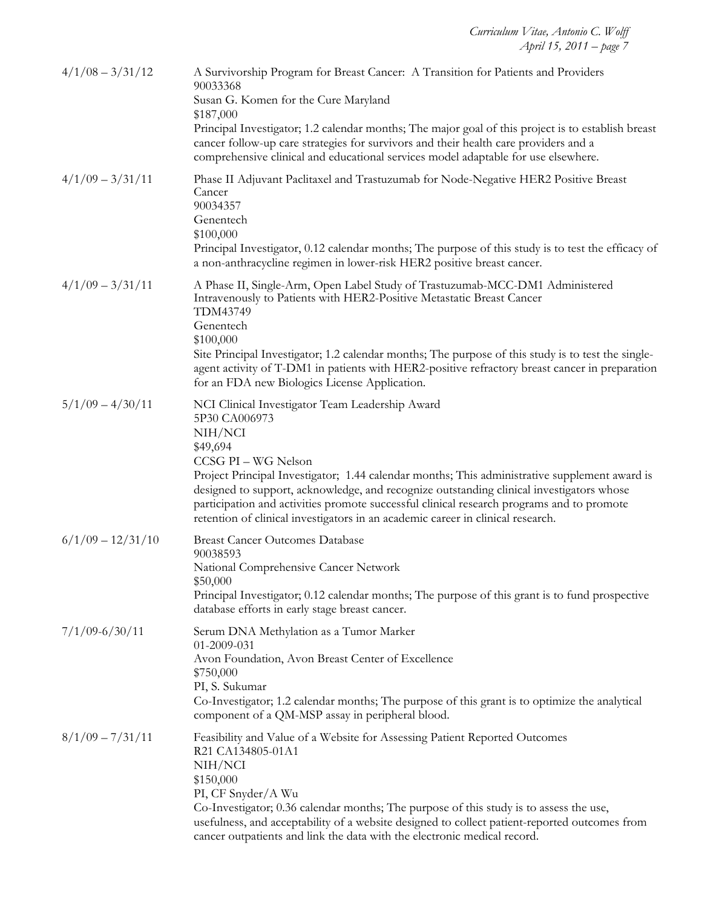| | |
|---|---|
| 4/1/08 – 3/31/12 | A Survivorship Program for Breast Cancer: A Transition for Patients and Providers<br>90033368<br>Susan G. Komen for the Cure Maryland<br>$187,000<br>Principal Investigator; 1.2 calendar months; The major goal of this project is to establish breast cancer follow-up care strategies for survivors and their health care providers and a comprehensive clinical and educational services model adaptable for use elsewhere. |
| 4/1/09 – 3/31/11 | Phase II Adjuvant Paclitaxel and Trastuzumab for Node-Negative HER2 Positive Breast Cancer<br>90034357<br>Genentech<br>$100,000<br>Principal Investigator, 0.12 calendar months; The purpose of this study is to test the efficacy of a non-anthracycline regimen in lower-risk HER2 positive breast cancer. |
| 4/1/09 – 3/31/11 | A Phase II, Single-Arm, Open Label Study of Trastuzumab-MCC-DM1 Administered Intravenously to Patients with HER2-Positive Metastatic Breast Cancer<br>TDM43749<br>Genentech<br>$100,000<br>Site Principal Investigator; 1.2 calendar months; The purpose of this study is to test the single-agent activity of T-DM1 in patients with HER2-positive refractory breast cancer in preparation for an FDA new Biologics License Application. |
| 5/1/09 – 4/30/11 | NCI Clinical Investigator Team Leadership Award<br>5P30 CA006973<br>NIH/NCI<br>$49,694<br>CCSG PI – WG Nelson<br>Project Principal Investigator; 1.44 calendar months; This administrative supplement award is designed to support, acknowledge, and recognize outstanding clinical investigators whose participation and activities promote successful clinical research programs and to promote retention of clinical investigators in an academic career in clinical research. |
| 6/1/09 – 12/31/10 | Breast Cancer Outcomes Database<br>90038593<br>National Comprehensive Cancer Network<br>$50,000<br>Principal Investigator; 0.12 calendar months; The purpose of this grant is to fund prospective database efforts in early stage breast cancer. |
| 7/1/09-6/30/11 | Serum DNA Methylation as a Tumor Marker<br>01-2009-031<br>Avon Foundation, Avon Breast Center of Excellence<br>$750,000<br>PI, S. Sukumar<br>Co-Investigator; 1.2 calendar months; The purpose of this grant is to optimize the analytical component of a QM-MSP assay in peripheral blood. |
| 8/1/09 – 7/31/11 | Feasibility and Value of a Website for Assessing Patient Reported Outcomes<br>R21 CA134805-01A1<br>NIH/NCI<br>$150,000<br>PI, CF Snyder/A Wu<br>Co-Investigator; 0.36 calendar months; The purpose of this study is to assess the use, usefulness, and acceptability of a website designed to collect patient-reported outcomes from cancer outpatients and link the data with the electronic medical record. |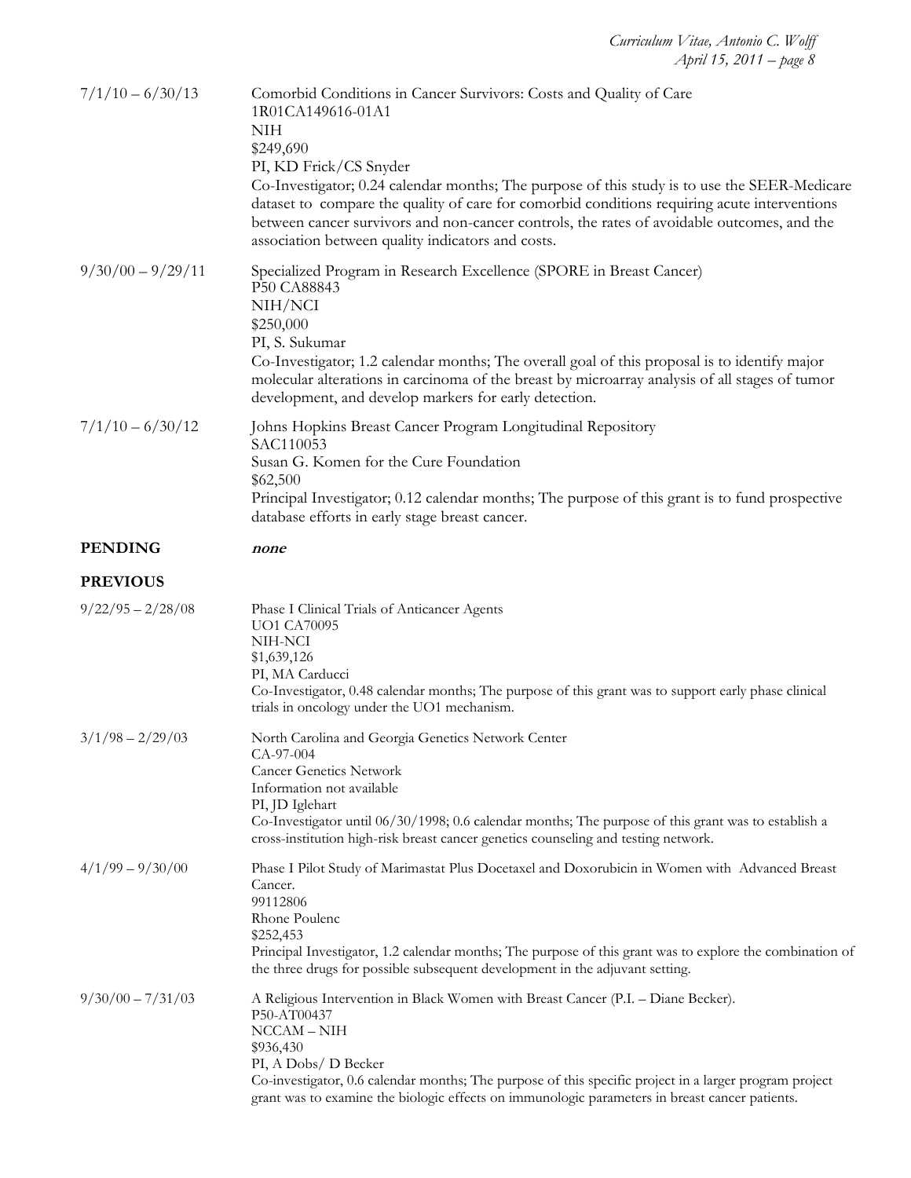7/1/10 – 6/30/13

Comorbid Conditions in Cancer Survivors: Costs and Quality of Care
1R01CA149616-01A1
NIH
$249,690
PI, KD Frick/CS Snyder
Co-Investigator; 0.24 calendar months; The purpose of this study is to use the SEER-Medicare dataset to compare the quality of care for comorbid conditions requiring acute interventions between cancer survivors and non-cancer controls, the rates of avoidable outcomes, and the association between quality indicators and costs.

9/30/00 – 9/29/11

Specialized Program in Research Excellence (SPORE in Breast Cancer)
P50 CA88843
NIH/NCI
$250,000
PI, S. Sukumar
Co-Investigator; 1.2 calendar months; The overall goal of this proposal is to identify major molecular alterations in carcinoma of the breast by microarray analysis of all stages of tumor development, and develop markers for early detection.

7/1/10 – 6/30/12

Johns Hopkins Breast Cancer Program Longitudinal Repository
SAC110053
Susan G. Komen for the Cure Foundation
$62,500
Principal Investigator; 0.12 calendar months; The purpose of this grant is to fund prospective database efforts in early stage breast cancer.

**PENDING** ***none***

**PREVIOUS**

9/22/95 – 2/28/08

Phase I Clinical Trials of Anticancer Agents
UO1 CA70095
NIH-NCI
$1,639,126
PI, MA Carducci
Co-Investigator, 0.48 calendar months; The purpose of this grant was to support early phase clinical trials in oncology under the UO1 mechanism.

3/1/98 – 2/29/03

North Carolina and Georgia Genetics Network Center
CA-97-004
Cancer Genetics Network
Information not available
PI, JD Iglehart
Co-Investigator until 06/30/1998; 0.6 calendar months; The purpose of this grant was to establish a cross-institution high-risk breast cancer genetics counseling and testing network.

4/1/99 – 9/30/00

Phase I Pilot Study of Marimastat Plus Docetaxel and Doxorubicin in Women with Advanced Breast Cancer.
99112806
Rhone Poulenc
$252,453
Principal Investigator, 1.2 calendar months; The purpose of this grant was to explore the combination of the three drugs for possible subsequent development in the adjuvant setting.

9/30/00 – 7/31/03

A Religious Intervention in Black Women with Breast Cancer (P.I. – Diane Becker).
P50-AT00437
NCCAM – NIH
$936,430
PI, A Dobs/ D Becker
Co-investigator, 0.6 calendar months; The purpose of this specific project in a larger program project grant was to examine the biologic effects on immunologic parameters in breast cancer patients.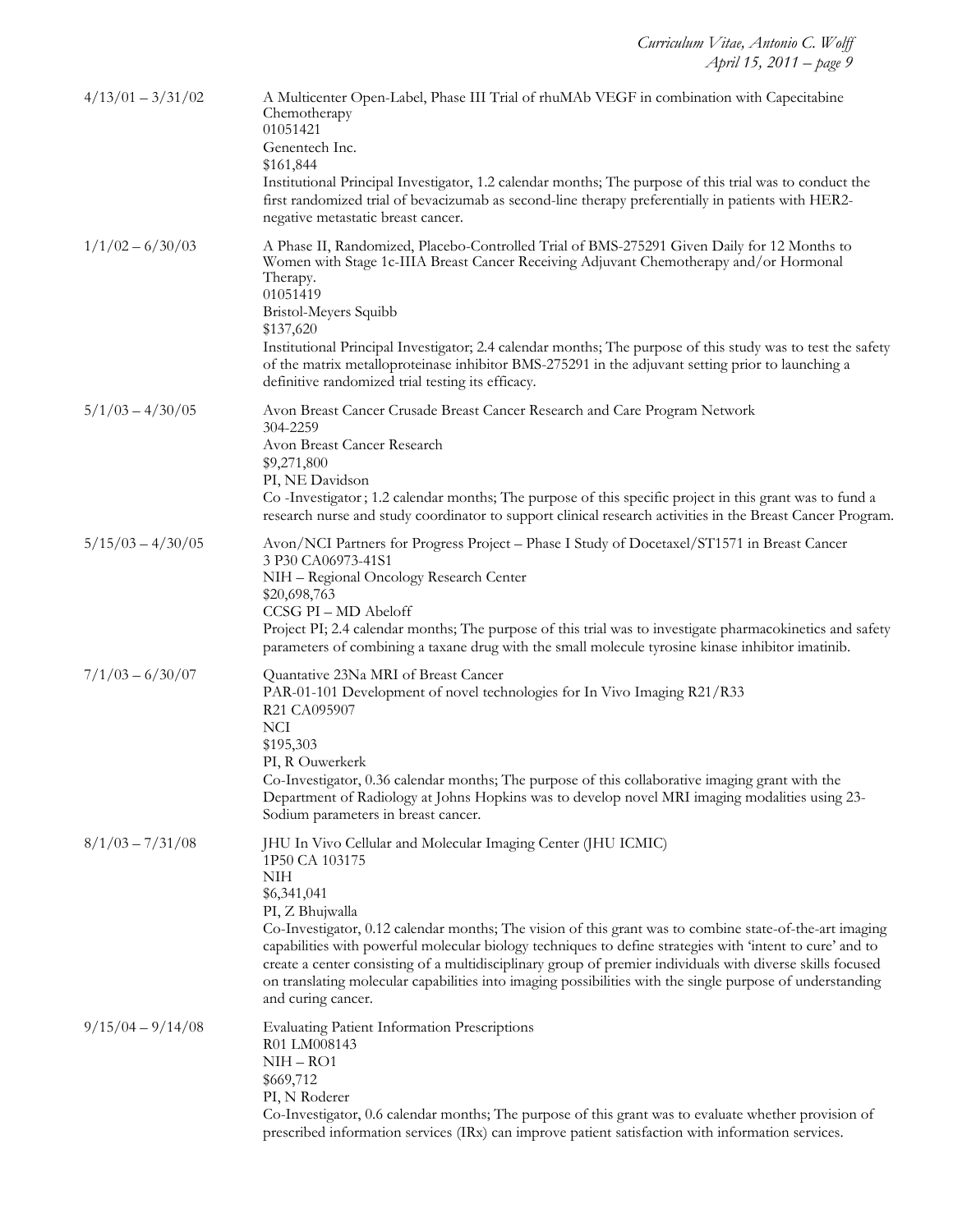4/13/01 – 3/31/02

A Multicenter Open-Label, Phase III Trial of rhuMAb VEGF in combination with Capecitabine Chemotherapy
01051421
Genentech Inc.
$161,844
Institutional Principal Investigator, 1.2 calendar months; The purpose of this trial was to conduct the first randomized trial of bevacizumab as second-line therapy preferentially in patients with HER2-negative metastatic breast cancer.

1/1/02 – 6/30/03

A Phase II, Randomized, Placebo-Controlled Trial of BMS-275291 Given Daily for 12 Months to Women with Stage 1c-IIIA Breast Cancer Receiving Adjuvant Chemotherapy and/or Hormonal Therapy.
01051419
Bristol-Meyers Squibb
$137,620
Institutional Principal Investigator; 2.4 calendar months; The purpose of this study was to test the safety of the matrix metalloproteinase inhibitor BMS-275291 in the adjuvant setting prior to launching a definitive randomized trial testing its efficacy.

5/1/03 – 4/30/05

Avon Breast Cancer Crusade Breast Cancer Research and Care Program Network
304-2259
Avon Breast Cancer Research
$9,271,800
PI, NE Davidson
Co -Investigator ; 1.2 calendar months; The purpose of this specific project in this grant was to fund a research nurse and study coordinator to support clinical research activities in the Breast Cancer Program.

5/15/03 – 4/30/05

Avon/NCI Partners for Progress Project – Phase I Study of Docetaxel/ST1571 in Breast Cancer
3 P30 CA06973-41S1
NIH – Regional Oncology Research Center
$20,698,763
CCSG PI – MD Abeloff
Project PI; 2.4 calendar months; The purpose of this trial was to investigate pharmacokinetics and safety parameters of combining a taxane drug with the small molecule tyrosine kinase inhibitor imatinib.

7/1/03 – 6/30/07

Quantative 23Na MRI of Breast Cancer
PAR-01-101 Development of novel technologies for In Vivo Imaging R21/R33
R21 CA095907
NCI
$195,303
PI, R Ouwerkerk
Co-Investigator, 0.36 calendar months; The purpose of this collaborative imaging grant with the Department of Radiology at Johns Hopkins was to develop novel MRI imaging modalities using 23-Sodium parameters in breast cancer.

8/1/03 – 7/31/08

JHU In Vivo Cellular and Molecular Imaging Center (JHU ICMIC)
1P50 CA 103175
NIH
$6,341,041
PI, Z Bhujwalla
Co-Investigator, 0.12 calendar months; The vision of this grant was to combine state-of-the-art imaging capabilities with powerful molecular biology techniques to define strategies with 'intent to cure' and to create a center consisting of a multidisciplinary group of premier individuals with diverse skills focused on translating molecular capabilities into imaging possibilities with the single purpose of understanding and curing cancer.

9/15/04 – 9/14/08

Evaluating Patient Information Prescriptions
R01 LM008143
NIH – RO1
$669,712
PI, N Roderer
Co-Investigator, 0.6 calendar months; The purpose of this grant was to evaluate whether provision of prescribed information services (IRx) can improve patient satisfaction with information services.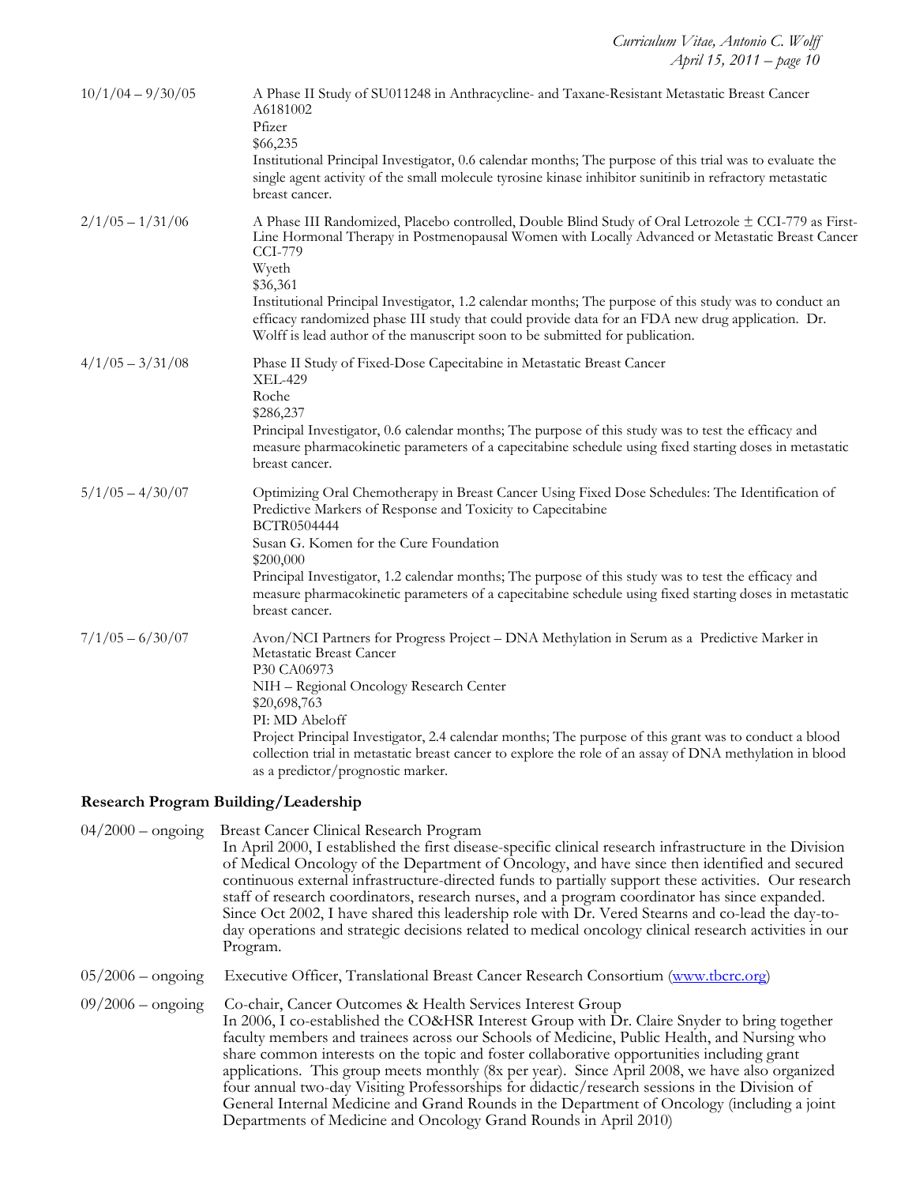10/1/04 – 9/30/05

A Phase II Study of SU011248 in Anthracycline- and Taxane-Resistant Metastatic Breast Cancer
A6181002
Pfizer
$66,235
Institutional Principal Investigator, 0.6 calendar months; The purpose of this trial was to evaluate the single agent activity of the small molecule tyrosine kinase inhibitor sunitinib in refractory metastatic breast cancer.

2/1/05 – 1/31/06

A Phase III Randomized, Placebo controlled, Double Blind Study of Oral Letrozole ± CCI-779 as First-Line Hormonal Therapy in Postmenopausal Women with Locally Advanced or Metastatic Breast Cancer
CCI-779
Wyeth
$36,361
Institutional Principal Investigator, 1.2 calendar months; The purpose of this study was to conduct an efficacy randomized phase III study that could provide data for an FDA new drug application. Dr. Wolff is lead author of the manuscript soon to be submitted for publication.

4/1/05 – 3/31/08

Phase II Study of Fixed-Dose Capecitabine in Metastatic Breast Cancer
XEL-429
Roche
$286,237
Principal Investigator, 0.6 calendar months; The purpose of this study was to test the efficacy and measure pharmacokinetic parameters of a capecitabine schedule using fixed starting doses in metastatic breast cancer.

5/1/05 – 4/30/07

Optimizing Oral Chemotherapy in Breast Cancer Using Fixed Dose Schedules: The Identification of Predictive Markers of Response and Toxicity to Capecitabine
BCTR0504444
Susan G. Komen for the Cure Foundation
$200,000
Principal Investigator, 1.2 calendar months; The purpose of this study was to test the efficacy and measure pharmacokinetic parameters of a capecitabine schedule using fixed starting doses in metastatic breast cancer.

7/1/05 – 6/30/07

Avon/NCI Partners for Progress Project – DNA Methylation in Serum as a Predictive Marker in Metastatic Breast Cancer
P30 CA06973
NIH – Regional Oncology Research Center
$20,698,763
PI: MD Abeloff
Project Principal Investigator, 2.4 calendar months; The purpose of this grant was to conduct a blood collection trial in metastatic breast cancer to explore the role of an assay of DNA methylation in blood as a predictor/prognostic marker.

## Research Program Building/Leadership

04/2000 – ongoing

Breast Cancer Clinical Research Program
In April 2000, I established the first disease-specific clinical research infrastructure in the Division of Medical Oncology of the Department of Oncology, and have since then identified and secured continuous external infrastructure-directed funds to partially support these activities. Our research staff of research coordinators, research nurses, and a program coordinator has since expanded. Since Oct 2002, I have shared this leadership role with Dr. Vered Stearns and co-lead the day-to-day operations and strategic decisions related to medical oncology clinical research activities in our Program.

05/2006 – ongoing

Executive Officer, Translational Breast Cancer Research Consortium (www.tbcrc.org)

09/2006 – ongoing

Co-chair, Cancer Outcomes & Health Services Interest Group
In 2006, I co-established the CO&HSR Interest Group with Dr. Claire Snyder to bring together faculty members and trainees across our Schools of Medicine, Public Health, and Nursing who share common interests on the topic and foster collaborative opportunities including grant applications. This group meets monthly (8x per year). Since April 2008, we have also organized four annual two-day Visiting Professorships for didactic/research sessions in the Division of General Internal Medicine and Grand Rounds in the Department of Oncology (including a joint Departments of Medicine and Oncology Grand Rounds in April 2010)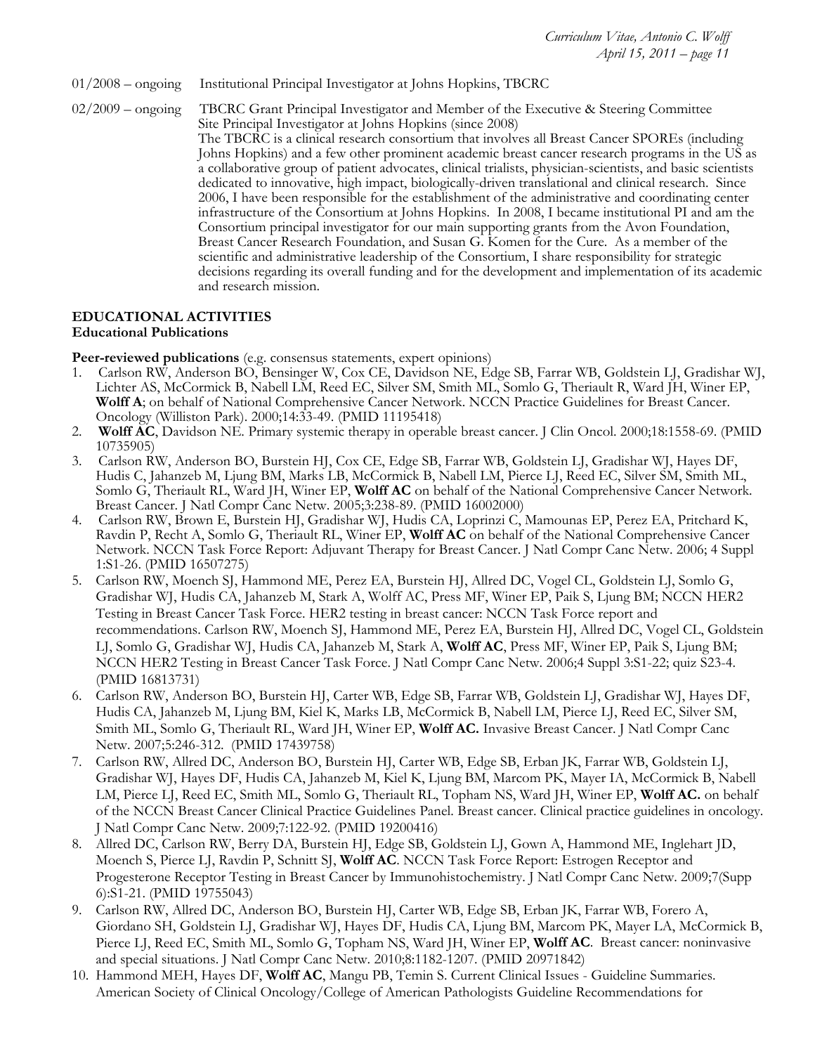01/2008 – ongoing Institutional Principal Investigator at Johns Hopkins, TBCRC

02/2009 – ongoing TBCRC Grant Principal Investigator and Member of the Executive & Steering Committee
Site Principal Investigator at Johns Hopkins (since 2008)
The TBCRC is a clinical research consortium that involves all Breast Cancer SPOREs (including Johns Hopkins) and a few other prominent academic breast cancer research programs in the US as a collaborative group of patient advocates, clinical trialists, physician-scientists, and basic scientists dedicated to innovative, high impact, biologically-driven translational and clinical research. Since 2006, I have been responsible for the establishment of the administrative and coordinating center infrastructure of the Consortium at Johns Hopkins. In 2008, I became institutional PI and am the Consortium principal investigator for our main supporting grants from the Avon Foundation, Breast Cancer Research Foundation, and Susan G. Komen for the Cure. As a member of the scientific and administrative leadership of the Consortium, I share responsibility for strategic decisions regarding its overall funding and for the development and implementation of its academic and research mission.

## EDUCATIONAL ACTIVITIES

### Educational Publications

**Peer-reviewed publications** (e.g. consensus statements, expert opinions)

1. Carlson RW, Anderson BO, Bensinger W, Cox CE, Davidson NE, Edge SB, Farrar WB, Goldstein LJ, Gradishar WJ, Lichter AS, McCormick B, Nabell LM, Reed EC, Silver SM, Smith ML, Somlo G, Theriault R, Ward JH, Winer EP, **Wolff A**; on behalf of National Comprehensive Cancer Network. NCCN Practice Guidelines for Breast Cancer. Oncology (Williston Park). 2000;14:33-49. (PMID 11195418)
2. **Wolff AC**, Davidson NE. Primary systemic therapy in operable breast cancer. J Clin Oncol. 2000;18:1558-69. (PMID 10735905)
3. Carlson RW, Anderson BO, Burstein HJ, Cox CE, Edge SB, Farrar WB, Goldstein LJ, Gradishar WJ, Hayes DF, Hudis C, Jahanzeb M, Ljung BM, Marks LB, McCormick B, Nabell LM, Pierce LJ, Reed EC, Silver SM, Smith ML, Somlo G, Theriault RL, Ward JH, Winer EP, **Wolff AC** on behalf of the National Comprehensive Cancer Network. Breast Cancer. J Natl Compr Canc Netw. 2005;3:238-89. (PMID 16002000)
4. Carlson RW, Brown E, Burstein HJ, Gradishar WJ, Hudis CA, Loprinzi C, Mamounas EP, Perez EA, Pritchard K, Ravdin P, Recht A, Somlo G, Theriault RL, Winer EP, **Wolff AC** on behalf of the National Comprehensive Cancer Network. NCCN Task Force Report: Adjuvant Therapy for Breast Cancer. J Natl Compr Canc Netw. 2006; 4 Suppl 1:S1-26. (PMID 16507275)
5. Carlson RW, Moench SJ, Hammond ME, Perez EA, Burstein HJ, Allred DC, Vogel CL, Goldstein LJ, Somlo G, Gradishar WJ, Hudis CA, Jahanzeb M, Stark A, Wolff AC, Press MF, Winer EP, Paik S, Ljung BM; NCCN HER2 Testing in Breast Cancer Task Force. HER2 testing in breast cancer: NCCN Task Force report and recommendations. Carlson RW, Moench SJ, Hammond ME, Perez EA, Burstein HJ, Allred DC, Vogel CL, Goldstein LJ, Somlo G, Gradishar WJ, Hudis CA, Jahanzeb M, Stark A, **Wolff AC**, Press MF, Winer EP, Paik S, Ljung BM; NCCN HER2 Testing in Breast Cancer Task Force. J Natl Compr Canc Netw. 2006;4 Suppl 3:S1-22; quiz S23-4. (PMID 16813731)
6. Carlson RW, Anderson BO, Burstein HJ, Carter WB, Edge SB, Farrar WB, Goldstein LJ, Gradishar WJ, Hayes DF, Hudis CA, Jahanzeb M, Ljung BM, Kiel K, Marks LB, McCormick B, Nabell LM, Pierce LJ, Reed EC, Silver SM, Smith ML, Somlo G, Theriault RL, Ward JH, Winer EP, **Wolff AC.** Invasive Breast Cancer. J Natl Compr Canc Netw. 2007;5:246-312. (PMID 17439758)
7. Carlson RW, Allred DC, Anderson BO, Burstein HJ, Carter WB, Edge SB, Erban JK, Farrar WB, Goldstein LJ, Gradishar WJ, Hayes DF, Hudis CA, Jahanzeb M, Kiel K, Ljung BM, Marcom PK, Mayer IA, McCormick B, Nabell LM, Pierce LJ, Reed EC, Smith ML, Somlo G, Theriault RL, Topham NS, Ward JH, Winer EP, **Wolff AC.** on behalf of the NCCN Breast Cancer Clinical Practice Guidelines Panel. Breast cancer. Clinical practice guidelines in oncology. J Natl Compr Canc Netw. 2009;7:122-92. (PMID 19200416)
8. Allred DC, Carlson RW, Berry DA, Burstein HJ, Edge SB, Goldstein LJ, Gown A, Hammond ME, Inglehart JD, Moench S, Pierce LJ, Ravdin P, Schnitt SJ, **Wolff AC**. NCCN Task Force Report: Estrogen Receptor and Progesterone Receptor Testing in Breast Cancer by Immunohistochemistry. J Natl Compr Canc Netw. 2009;7(Supp 6):S1-21. (PMID 19755043)
9. Carlson RW, Allred DC, Anderson BO, Burstein HJ, Carter WB, Edge SB, Erban JK, Farrar WB, Forero A, Giordano SH, Goldstein LJ, Gradishar WJ, Hayes DF, Hudis CA, Ljung BM, Marcom PK, Mayer LA, McCormick B, Pierce LJ, Reed EC, Smith ML, Somlo G, Topham NS, Ward JH, Winer EP, **Wolff AC**. Breast cancer: noninvasive and special situations. J Natl Compr Canc Netw. 2010;8:1182-1207. (PMID 20971842)
10. Hammond MEH, Hayes DF, **Wolff AC**, Mangu PB, Temin S. Current Clinical Issues - Guideline Summaries. American Society of Clinical Oncology/College of American Pathologists Guideline Recommendations for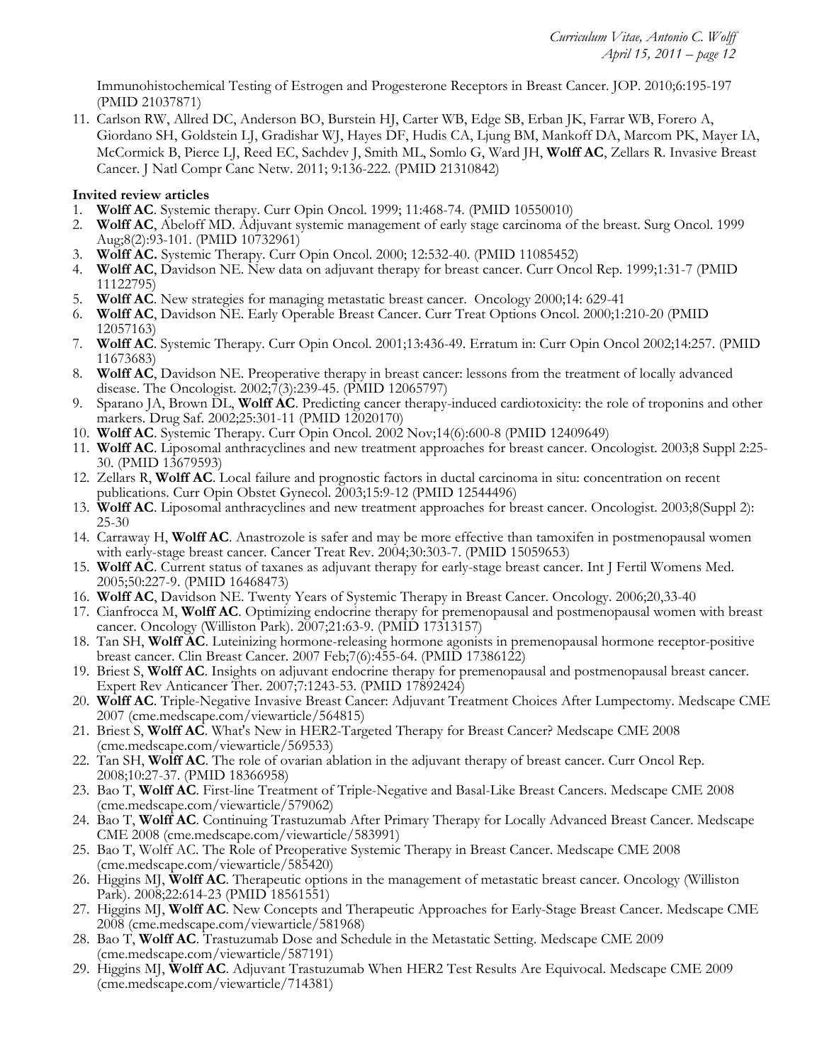Immunohistochemical Testing of Estrogen and Progesterone Receptors in Breast Cancer. JOP. 2010;6:195-197 (PMID 21037871)

11. Carlson RW, Allred DC, Anderson BO, Burstein HJ, Carter WB, Edge SB, Erban JK, Farrar WB, Forero A, Giordano SH, Goldstein LJ, Gradishar WJ, Hayes DF, Hudis CA, Ljung BM, Mankoff DA, Marcom PK, Mayer IA, McCormick B, Pierce LJ, Reed EC, Sachdev J, Smith ML, Somlo G, Ward JH, **Wolff AC**, Zellars R. Invasive Breast Cancer. J Natl Compr Canc Netw. 2011; 9:136-222. (PMID 21310842)

**Invited review articles**

1. **Wolff AC**. Systemic therapy. Curr Opin Oncol. 1999; 11:468-74. (PMID 10550010)
2. **Wolff AC**, Abeloff MD. Adjuvant systemic management of early stage carcinoma of the breast. Surg Oncol. 1999 Aug;8(2):93-101. (PMID 10732961)
3. **Wolff AC.** Systemic Therapy. Curr Opin Oncol. 2000; 12:532-40. (PMID 11085452)
4. **Wolff AC**, Davidson NE. New data on adjuvant therapy for breast cancer. Curr Oncol Rep. 1999;1:31-7 (PMID 11122795)
5. **Wolff AC**. New strategies for managing metastatic breast cancer. Oncology 2000;14: 629-41
6. **Wolff AC**, Davidson NE. Early Operable Breast Cancer. Curr Treat Options Oncol. 2000;1:210-20 (PMID 12057163)
7. **Wolff AC**. Systemic Therapy. Curr Opin Oncol. 2001;13:436-49. Erratum in: Curr Opin Oncol 2002;14:257. (PMID 11673683)
8. **Wolff AC**, Davidson NE. Preoperative therapy in breast cancer: lessons from the treatment of locally advanced disease. The Oncologist. 2002;7(3):239-45. (PMID 12065797)
9. Sparano JA, Brown DL, **Wolff AC**. Predicting cancer therapy-induced cardiotoxicity: the role of troponins and other markers. Drug Saf. 2002;25:301-11 (PMID 12020170)
10. **Wolff AC**. Systemic Therapy. Curr Opin Oncol. 2002 Nov;14(6):600-8 (PMID 12409649)
11. **Wolff AC**. Liposomal anthracyclines and new treatment approaches for breast cancer. Oncologist. 2003;8 Suppl 2:25-30. (PMID 13679593)
12. Zellars R, **Wolff AC**. Local failure and prognostic factors in ductal carcinoma in situ: concentration on recent publications. Curr Opin Obstet Gynecol. 2003;15:9-12 (PMID 12544496)
13. **Wolff AC**. Liposomal anthracyclines and new treatment approaches for breast cancer. Oncologist. 2003;8(Suppl 2): 25-30
14. Carraway H, **Wolff AC**. Anastrozole is safer and may be more effective than tamoxifen in postmenopausal women with early-stage breast cancer. Cancer Treat Rev. 2004;30:303-7. (PMID 15059653)
15. **Wolff AC**. Current status of taxanes as adjuvant therapy for early-stage breast cancer. Int J Fertil Womens Med. 2005;50:227-9. (PMID 16468473)
16. **Wolff AC**, Davidson NE. Twenty Years of Systemic Therapy in Breast Cancer. Oncology. 2006;20,33-40
17. Cianfrocca M, **Wolff AC**. Optimizing endocrine therapy for premenopausal and postmenopausal women with breast cancer. Oncology (Williston Park). 2007;21:63-9. (PMID 17313157)
18. Tan SH, **Wolff AC**. Luteinizing hormone-releasing hormone agonists in premenopausal hormone receptor-positive breast cancer. Clin Breast Cancer. 2007 Feb;7(6):455-64. (PMID 17386122)
19. Briest S, **Wolff AC**. Insights on adjuvant endocrine therapy for premenopausal and postmenopausal breast cancer. Expert Rev Anticancer Ther. 2007;7:1243-53. (PMID 17892424)
20. **Wolff AC**. Triple-Negative Invasive Breast Cancer: Adjuvant Treatment Choices After Lumpectomy. Medscape CME 2007 (cme.medscape.com/viewarticle/564815)
21. Briest S, **Wolff AC**. What's New in HER2-Targeted Therapy for Breast Cancer? Medscape CME 2008 (cme.medscape.com/viewarticle/569533)
22. Tan SH, **Wolff AC**. The role of ovarian ablation in the adjuvant therapy of breast cancer. Curr Oncol Rep. 2008;10:27-37. (PMID 18366958)
23. Bao T, **Wolff AC**. First-line Treatment of Triple-Negative and Basal-Like Breast Cancers. Medscape CME 2008 (cme.medscape.com/viewarticle/579062)
24. Bao T, **Wolff AC**. Continuing Trastuzumab After Primary Therapy for Locally Advanced Breast Cancer. Medscape CME 2008 (cme.medscape.com/viewarticle/583991)
25. Bao T, Wolff AC. The Role of Preoperative Systemic Therapy in Breast Cancer. Medscape CME 2008 (cme.medscape.com/viewarticle/585420)
26. Higgins MJ, **Wolff AC**. Therapeutic options in the management of metastatic breast cancer. Oncology (Williston Park). 2008;22:614-23 (PMID 18561551)
27. Higgins MJ, **Wolff AC**. New Concepts and Therapeutic Approaches for Early-Stage Breast Cancer. Medscape CME 2008 (cme.medscape.com/viewarticle/581968)
28. Bao T, **Wolff AC**. Trastuzumab Dose and Schedule in the Metastatic Setting. Medscape CME 2009 (cme.medscape.com/viewarticle/587191)
29. Higgins MJ, **Wolff AC**. Adjuvant Trastuzumab When HER2 Test Results Are Equivocal. Medscape CME 2009 (cme.medscape.com/viewarticle/714381)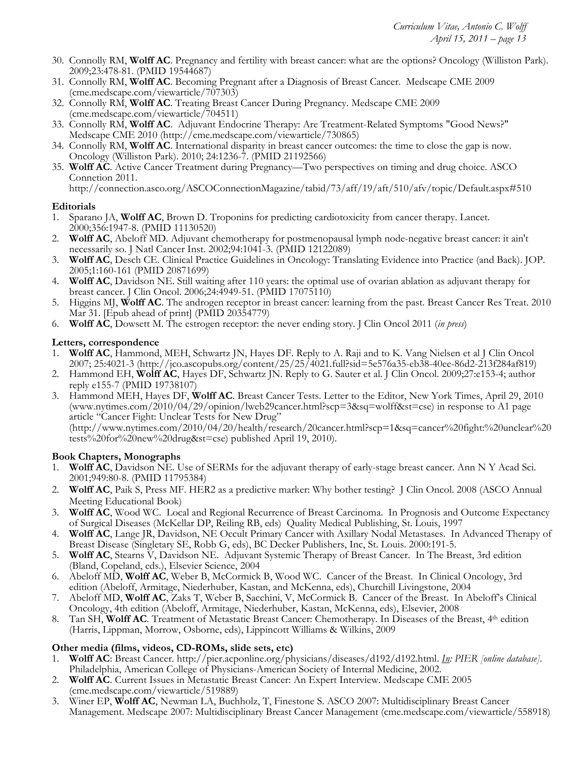30. Connolly RM, **Wolff AC**. Pregnancy and fertility with breast cancer: what are the options? Oncology (Williston Park). 2009;23:478-81. (PMID 19544687)
31. Connolly RM, **Wolff AC**. Becoming Pregnant after a Diagnosis of Breast Cancer. Medscape CME 2009 (cme.medscape.com/viewarticle/707303)
32. Connolly RM, **Wolff AC**. Treating Breast Cancer During Pregnancy. Medscape CME 2009 (cme.medscape.com/viewarticle/704511)
33. Connolly RM, **Wolff AC**. Adjuvant Endocrine Therapy: Are Treatment-Related Symptoms "Good News?" Medscape CME 2010 (http://cme.medscape.com/viewarticle/730865)
34. Connolly RM, **Wolff AC**. International disparity in breast cancer outcomes: the time to close the gap is now. Oncology (Williston Park). 2010; 24:1236-7. (PMID 21192566)
35. **Wolff AC**. Active Cancer Treatment during Pregnancy—Two perspectives on timing and drug choice. ASCO Connetion 2011. http://connection.asco.org/ASCOConnectionMagazine/tabid/73/aff/19/aft/510/afv/topic/Default.aspx#510

**Editorials**

1. Sparano JA, **Wolff AC**, Brown D. Troponins for predicting cardiotoxicity from cancer therapy. Lancet. 2000;356:1947-8. (PMID 11130520)
2. **Wolff AC**, Abeloff MD. Adjuvant chemotherapy for postmenopausal lymph node-negative breast cancer: it ain't necessarily so. J Natl Cancer Inst. 2002;94:1041-3. (PMID 12122089)
3. **Wolff AC**, Desch CE. Clinical Practice Guidelines in Oncology: Translating Evidence into Practice (and Back). JOP. 2005;1:160-161 (PMID 20871699)
4. **Wolff AC**, Davidson NE. Still waiting after 110 years: the optimal use of ovarian ablation as adjuvant therapy for breast cancer. J Clin Oncol. 2006;24:4949-51. (PMID 17075110)
5. Higgins MJ, **Wolff AC**. The androgen receptor in breast cancer: learning from the past. Breast Cancer Res Treat. 2010 Mar 31. [Epub ahead of print] (PMID 20354779)
6. **Wolff AC**, Dowsett M. The estrogen receptor: the never ending story. J Clin Oncol 2011 (*in press*)

**Letters, correspondence**

1. **Wolff AC**, Hammond, MEH, Schwartz JN, Hayes DF. Reply to A. Raji and to K. Vang Nielsen et al J Clin Oncol 2007; 25:4021-3 (http://jco.ascopubs.org/content/25/25/4021.full?sid=5e576a35-eb38-40ee-86d2-213f284af819)
2. Hammond EH, **Wolff AC**, Hayes DF, Schwartz JN. Reply to G. Sauter et al. J Clin Oncol. 2009;27:e153-4; author reply e155-7 (PMID 19738107)
3. Hammond MEH, Hayes DF, **Wolff AC**. Breast Cancer Tests. Letter to the Editor, New York Times, April 29, 2010 (www.nytimes.com/2010/04/29/opinion/lweb29cancer.html?scp=3&sq=wolff&st=cse) in response to A1 page article "Cancer Fight: Unclear Tests for New Drug" (http://www.nytimes.com/2010/04/20/health/research/20cancer.html?scp=1&sq=cancer%20fight:%20unclear%20tests%20for%20new%20drug&st=cse) published April 19, 2010).

**Book Chapters, Monographs**

1. **Wolff AC**, Davidson NE. Use of SERMs for the adjuvant therapy of early-stage breast cancer. Ann N Y Acad Sci. 2001;949:80-8. (PMID 11795384)
2. **Wolff AC**, Paik S, Press MF. HER2 as a predictive marker: Why bother testing? J Clin Oncol. 2008 (ASCO Annual Meeting Educational Book)
3. **Wolff AC**, Wood WC. Local and Regional Recurrence of Breast Carcinoma. In Prognosis and Outcome Expectancy of Surgical Diseases (McKellar DP, Reiling RB, eds) Quality Medical Publishing, St. Louis, 1997
4. **Wolff AC**, Lange JR, Davidson, NE Occult Primary Cancer with Axillary Nodal Metastases. In Advanced Therapy of Breast Disease (Singletary SE, Robb G, eds), BC Decker Publishers, Inc, St. Louis. 2000:191-5.
5. **Wolff AC**, Stearns V, Davidson NE. Adjuvant Systemic Therapy of Breast Cancer. In The Breast, 3rd edition (Bland, Copeland, eds.), Elsevier Science, 2004
6. Abeloff MD, **Wolff AC**, Weber B, McCormick B, Wood WC. Cancer of the Breast. In Clinical Oncology, 3rd edition (Abeloff, Armitage, Niederhuber, Kastan, and McKenna, eds), Churchill Livingstone, 2004
7. Abeloff MD, **Wolff AC**, Zaks T, Weber B, Sacchini, V, McCormick B. Cancer of the Breast. In Abeloff's Clinical Oncology, 4th edition (Abeloff, Armitage, Niederhuber, Kastan, McKenna, eds), Elsevier, 2008
8. Tan SH, **Wolff AC**. Treatment of Metastatic Breast Cancer: Chemotherapy. In Diseases of the Breast, 4th edition (Harris, Lippman, Morrow, Osborne, eds), Lippincott Williams & Wilkins, 2009

**Other media (films, videos, CD-ROMs, slide sets, etc)**

1. **Wolff AC**: Breast Cancer. http://pier.acponline.org/physicians/diseases/d192/d192.html. *In: PIER [online database]*. Philadelphia, American College of Physicians-American Society of Internal Medicine, 2002.
2. **Wolff AC**. Current Issues in Metastatic Breast Cancer: An Expert Interview. Medscape CME 2005 (cme.medscape.com/viewarticle/519889)
3. Winer EP, **Wolff AC**, Newman LA, Buchholz, T, Finestone S. ASCO 2007: Multidisciplinary Breast Cancer Management. Medscape 2007: Multidisciplinary Breast Cancer Management (cme.medscape.com/viewarticle/558918)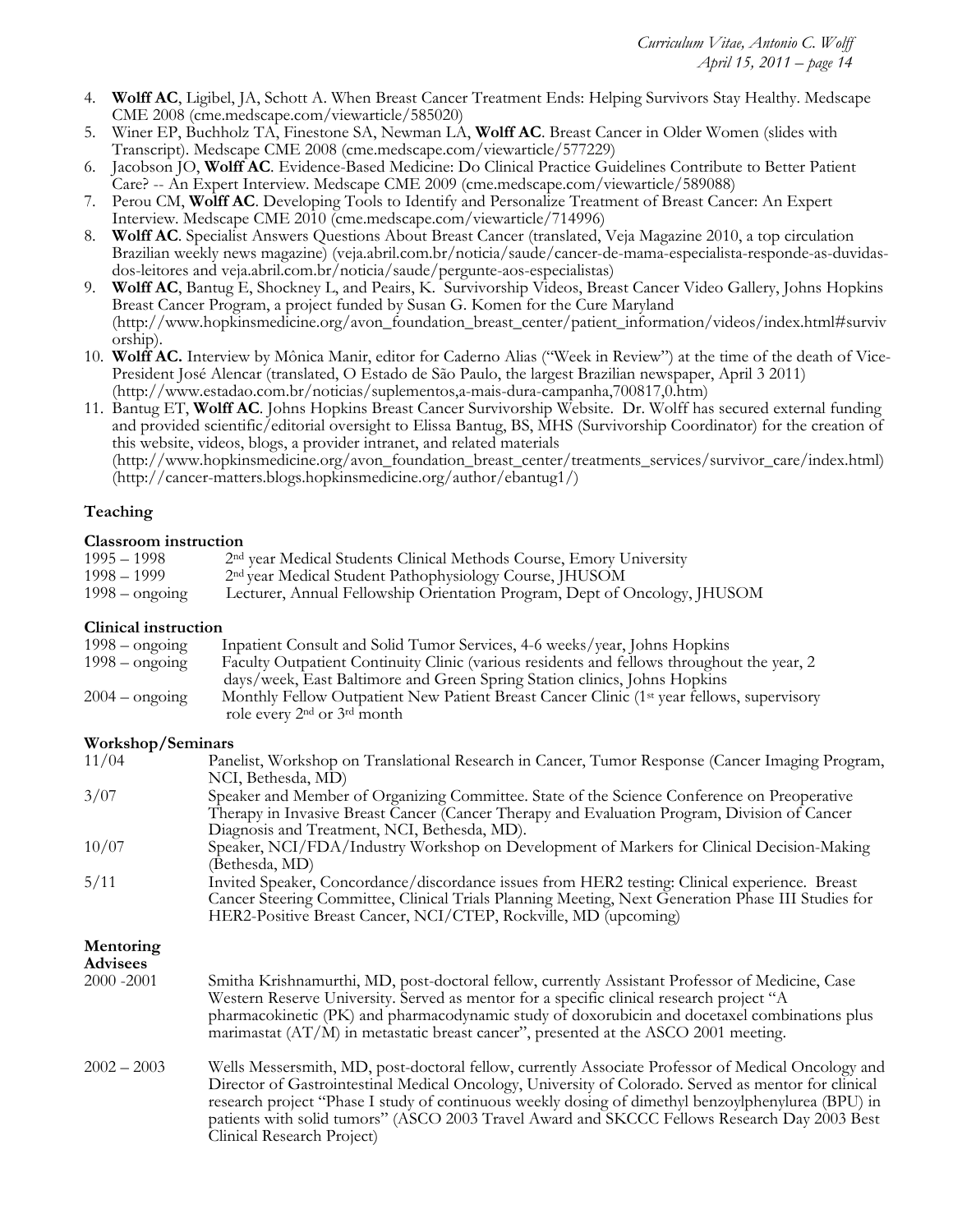4. **Wolff AC**, Ligibel, JA, Schott A. When Breast Cancer Treatment Ends: Helping Survivors Stay Healthy. Medscape CME 2008 (cme.medscape.com/viewarticle/585020)
5. Winer EP, Buchholz TA, Finestone SA, Newman LA, **Wolff AC**. Breast Cancer in Older Women (slides with Transcript). Medscape CME 2008 (cme.medscape.com/viewarticle/577229)
6. Jacobson JO, **Wolff AC**. Evidence-Based Medicine: Do Clinical Practice Guidelines Contribute to Better Patient Care? -- An Expert Interview. Medscape CME 2009 (cme.medscape.com/viewarticle/589088)
7. Perou CM, **Wolff AC**. Developing Tools to Identify and Personalize Treatment of Breast Cancer: An Expert Interview. Medscape CME 2010 (cme.medscape.com/viewarticle/714996)
8. **Wolff AC**. Specialist Answers Questions About Breast Cancer (translated, Veja Magazine 2010, a top circulation Brazilian weekly news magazine) (veja.abril.com.br/noticia/saude/cancer-de-mama-especialista-responde-as-duvidas-dos-leitores and veja.abril.com.br/noticia/saude/pergunte-aos-especialistas)
9. **Wolff AC**, Bantug E, Shockney L, and Peairs, K. Survivorship Videos, Breast Cancer Video Gallery, Johns Hopkins Breast Cancer Program, a project funded by Susan G. Komen for the Cure Maryland (http://www.hopkinsmedicine.org/avon_foundation_breast_center/patient_information/videos/index.html#survivorship).
10. **Wolff AC.** Interview by Mônica Manir, editor for Caderno Alias ("Week in Review") at the time of the death of Vice-President José Alencar (translated, O Estado de São Paulo, the largest Brazilian newspaper, April 3 2011) (http://www.estadao.com.br/noticias/suplementos,a-mais-dura-campanha,700817,0.htm)
11. Bantug ET, **Wolff AC**. Johns Hopkins Breast Cancer Survivorship Website. Dr. Wolff has secured external funding and provided scientific/editorial oversight to Elissa Bantug, BS, MHS (Survivorship Coordinator) for the creation of this website, videos, blogs, a provider intranet, and related materials (http://www.hopkinsmedicine.org/avon_foundation_breast_center/treatments_services/survivor_care/index.html) (http://cancer-matters.blogs.hopkinsmedicine.org/author/ebantug1/)

## Teaching

### Classroom instruction

| | |
|---|---|
| 1995 – 1998 | 2nd year Medical Students Clinical Methods Course, Emory University |
| 1998 – 1999 | 2nd year Medical Student Pathophysiology Course, JHUSOM |
| 1998 – ongoing | Lecturer, Annual Fellowship Orientation Program, Dept of Oncology, JHUSOM |

### Clinical instruction

| | |
|---|---|
| 1998 – ongoing | Inpatient Consult and Solid Tumor Services, 4-6 weeks/year, Johns Hopkins |
| 1998 – ongoing | Faculty Outpatient Continuity Clinic (various residents and fellows throughout the year, 2 days/week, East Baltimore and Green Spring Station clinics, Johns Hopkins |
| 2004 – ongoing | Monthly Fellow Outpatient New Patient Breast Cancer Clinic (1st year fellows, supervisory role every 2nd or 3rd month |

### Workshop/Seminars

| | |
|---|---|
| 11/04 | Panelist, Workshop on Translational Research in Cancer, Tumor Response (Cancer Imaging Program, NCI, Bethesda, MD) |
| 3/07 | Speaker and Member of Organizing Committee. State of the Science Conference on Preoperative Therapy in Invasive Breast Cancer (Cancer Therapy and Evaluation Program, Division of Cancer Diagnosis and Treatment, NCI, Bethesda, MD). |
| 10/07 | Speaker, NCI/FDA/Industry Workshop on Development of Markers for Clinical Decision-Making (Bethesda, MD) |
| 5/11 | Invited Speaker, Concordance/discordance issues from HER2 testing: Clinical experience. Breast Cancer Steering Committee, Clinical Trials Planning Meeting, Next Generation Phase III Studies for HER2-Positive Breast Cancer, NCI/CTEP, Rockville, MD (upcoming) |

## Mentoring

### Advisees

| | |
|---|---|
| 2000 -2001 | Smitha Krishnamurthi, MD, post-doctoral fellow, currently Assistant Professor of Medicine, Case Western Reserve University. Served as mentor for a specific clinical research project "A pharmacokinetic (PK) and pharmacodynamic study of doxorubicin and docetaxel combinations plus marimastat (AT/M) in metastatic breast cancer", presented at the ASCO 2001 meeting. |
| 2002 – 2003 | Wells Messersmith, MD, post-doctoral fellow, currently Associate Professor of Medical Oncology and Director of Gastrointestinal Medical Oncology, University of Colorado. Served as mentor for clinical research project "Phase I study of continuous weekly dosing of dimethyl benzoylphenylurea (BPU) in patients with solid tumors" (ASCO 2003 Travel Award and SKCCC Fellows Research Day 2003 Best Clinical Research Project) |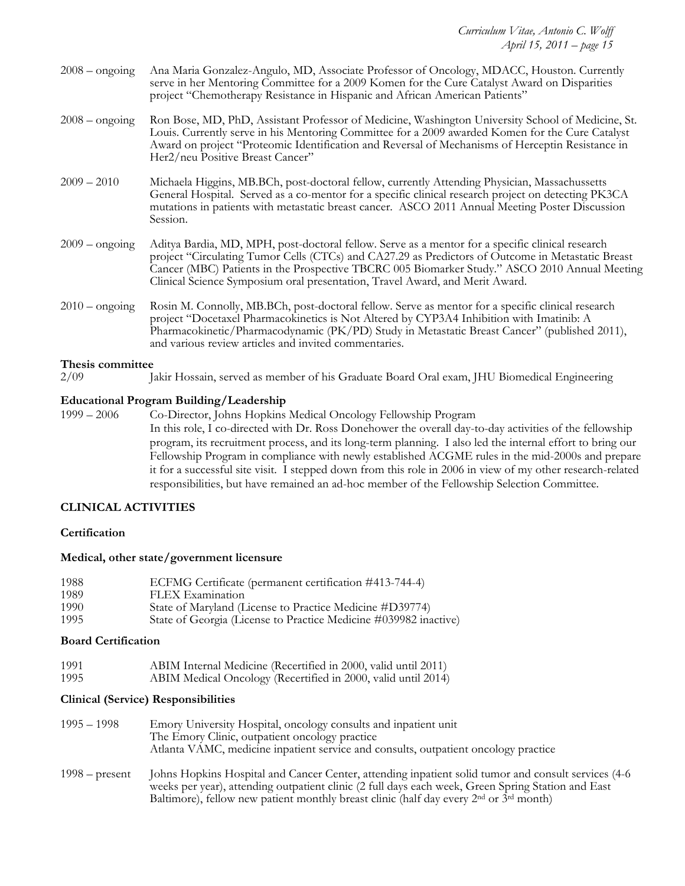2008 – ongoing Ana Maria Gonzalez-Angulo, MD, Associate Professor of Oncology, MDACC, Houston. Currently serve in her Mentoring Committee for a 2009 Komen for the Cure Catalyst Award on Disparities project "Chemotherapy Resistance in Hispanic and African American Patients"

2008 – ongoing Ron Bose, MD, PhD, Assistant Professor of Medicine, Washington University School of Medicine, St. Louis. Currently serve in his Mentoring Committee for a 2009 awarded Komen for the Cure Catalyst Award on project "Proteomic Identification and Reversal of Mechanisms of Herceptin Resistance in Her2/neu Positive Breast Cancer"

2009 – 2010 Michaela Higgins, MB.BCh, post-doctoral fellow, currently Attending Physician, Massachussetts General Hospital. Served as a co-mentor for a specific clinical research project on detecting PK3CA mutations in patients with metastatic breast cancer. ASCO 2011 Annual Meeting Poster Discussion Session.

2009 – ongoing Aditya Bardia, MD, MPH, post-doctoral fellow. Serve as a mentor for a specific clinical research project "Circulating Tumor Cells (CTCs) and CA27.29 as Predictors of Outcome in Metastatic Breast Cancer (MBC) Patients in the Prospective TBCRC 005 Biomarker Study." ASCO 2010 Annual Meeting Clinical Science Symposium oral presentation, Travel Award, and Merit Award.

2010 – ongoing Rosin M. Connolly, MB.BCh, post-doctoral fellow. Serve as mentor for a specific clinical research project "Docetaxel Pharmacokinetics is Not Altered by CYP3A4 Inhibition with Imatinib: A Pharmacokinetic/Pharmacodynamic (PK/PD) Study in Metastatic Breast Cancer" (published 2011), and various review articles and invited commentaries.

**Thesis committee**

2/09 Jakir Hossain, served as member of his Graduate Board Oral exam, JHU Biomedical Engineering

**Educational Program Building/Leadership**

1999 – 2006 Co-Director, Johns Hopkins Medical Oncology Fellowship Program
In this role, I co-directed with Dr. Ross Donehower the overall day-to-day activities of the fellowship program, its recruitment process, and its long-term planning. I also led the internal effort to bring our Fellowship Program in compliance with newly established ACGME rules in the mid-2000s and prepare it for a successful site visit. I stepped down from this role in 2006 in view of my other research-related responsibilities, but have remained an ad-hoc member of the Fellowship Selection Committee.

## CLINICAL ACTIVITIES

**Certification**

**Medical, other state/government licensure**

1988 ECFMG Certificate (permanent certification #413-744-4)
1989 FLEX Examination
1990 State of Maryland (License to Practice Medicine #D39774)
1995 State of Georgia (License to Practice Medicine #039982 inactive)

**Board Certification**

1991 ABIM Internal Medicine (Recertified in 2000, valid until 2011)
1995 ABIM Medical Oncology (Recertified in 2000, valid until 2014)

**Clinical (Service) Responsibilities**

1995 – 1998 Emory University Hospital, oncology consults and inpatient unit
The Emory Clinic, outpatient oncology practice
Atlanta VAMC, medicine inpatient service and consults, outpatient oncology practice

1998 – present Johns Hopkins Hospital and Cancer Center, attending inpatient solid tumor and consult services (4-6 weeks per year), attending outpatient clinic (2 full days each week, Green Spring Station and East Baltimore), fellow new patient monthly breast clinic (half day every 2nd or 3rd month)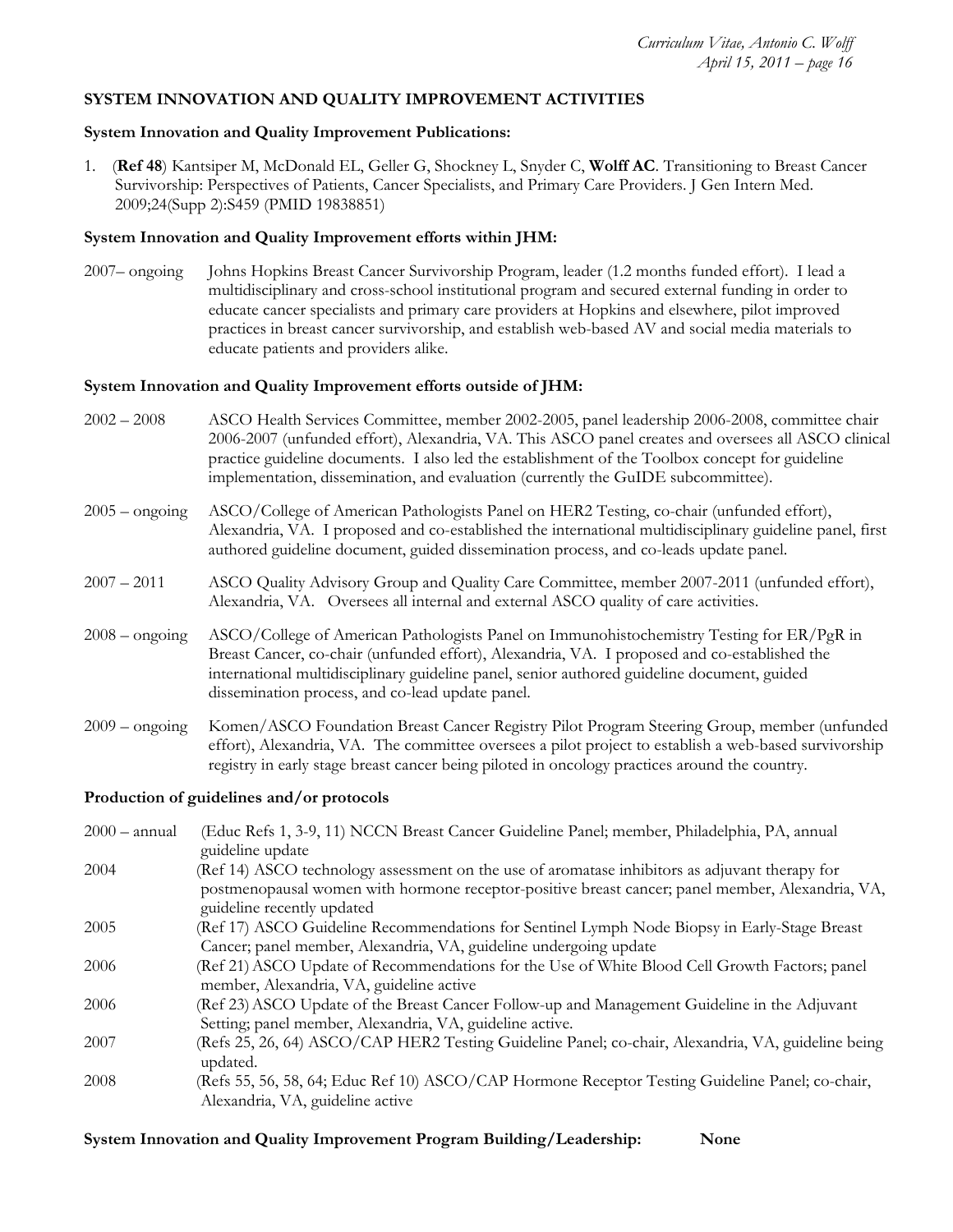## SYSTEM INNOVATION AND QUALITY IMPROVEMENT ACTIVITIES

### System Innovation and Quality Improvement Publications:

1. (**Ref 48**) Kantsiper M, McDonald EL, Geller G, Shockney L, Snyder C, **Wolff AC**. Transitioning to Breast Cancer Survivorship: Perspectives of Patients, Cancer Specialists, and Primary Care Providers. J Gen Intern Med. 2009;24(Supp 2):S459 (PMID 19838851)

### System Innovation and Quality Improvement efforts within JHM:

2007– ongoing Johns Hopkins Breast Cancer Survivorship Program, leader (1.2 months funded effort). I lead a multidisciplinary and cross-school institutional program and secured external funding in order to educate cancer specialists and primary care providers at Hopkins and elsewhere, pilot improved practices in breast cancer survivorship, and establish web-based AV and social media materials to educate patients and providers alike.

### System Innovation and Quality Improvement efforts outside of JHM:

2002 – 2008 ASCO Health Services Committee, member 2002-2005, panel leadership 2006-2008, committee chair 2006-2007 (unfunded effort), Alexandria, VA. This ASCO panel creates and oversees all ASCO clinical practice guideline documents. I also led the establishment of the Toolbox concept for guideline implementation, dissemination, and evaluation (currently the GuIDE subcommittee).

2005 – ongoing ASCO/College of American Pathologists Panel on HER2 Testing, co-chair (unfunded effort), Alexandria, VA. I proposed and co-established the international multidisciplinary guideline panel, first authored guideline document, guided dissemination process, and co-leads update panel.

2007 – 2011 ASCO Quality Advisory Group and Quality Care Committee, member 2007-2011 (unfunded effort), Alexandria, VA. Oversees all internal and external ASCO quality of care activities.

2008 – ongoing ASCO/College of American Pathologists Panel on Immunohistochemistry Testing for ER/PgR in Breast Cancer, co-chair (unfunded effort), Alexandria, VA. I proposed and co-established the international multidisciplinary guideline panel, senior authored guideline document, guided dissemination process, and co-lead update panel.

2009 – ongoing Komen/ASCO Foundation Breast Cancer Registry Pilot Program Steering Group, member (unfunded effort), Alexandria, VA. The committee oversees a pilot project to establish a web-based survivorship registry in early stage breast cancer being piloted in oncology practices around the country.

### Production of guidelines and/or protocols

2000 – annual (Educ Refs 1, 3-9, 11) NCCN Breast Cancer Guideline Panel; member, Philadelphia, PA, annual guideline update

2004 (Ref 14) ASCO technology assessment on the use of aromatase inhibitors as adjuvant therapy for postmenopausal women with hormone receptor-positive breast cancer; panel member, Alexandria, VA, guideline recently updated

2005 (Ref 17) ASCO Guideline Recommendations for Sentinel Lymph Node Biopsy in Early-Stage Breast Cancer; panel member, Alexandria, VA, guideline undergoing update

2006 (Ref 21) ASCO Update of Recommendations for the Use of White Blood Cell Growth Factors; panel member, Alexandria, VA, guideline active

2006 (Ref 23) ASCO Update of the Breast Cancer Follow-up and Management Guideline in the Adjuvant Setting; panel member, Alexandria, VA, guideline active.

2007 (Refs 25, 26, 64) ASCO/CAP HER2 Testing Guideline Panel; co-chair, Alexandria, VA, guideline being updated.

2008 (Refs 55, 56, 58, 64; Educ Ref 10) ASCO/CAP Hormone Receptor Testing Guideline Panel; co-chair, Alexandria, VA, guideline active

### System Innovation and Quality Improvement Program Building/Leadership: None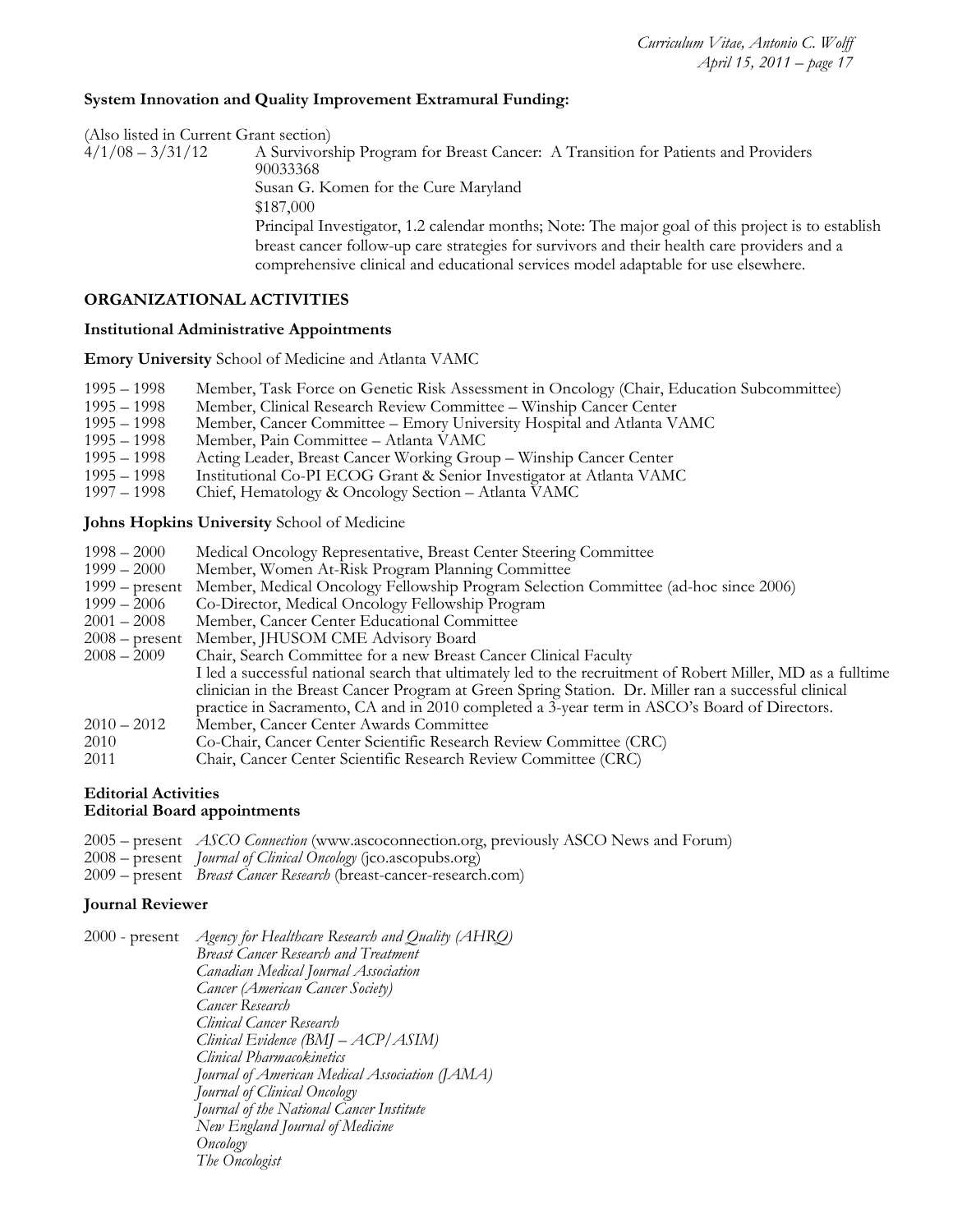**System Innovation and Quality Improvement Extramural Funding:**

(Also listed in Current Grant section)

4/1/08 – 3/31/12 A Survivorship Program for Breast Cancer: A Transition for Patients and Providers
90033368
Susan G. Komen for the Cure Maryland
$187,000
Principal Investigator, 1.2 calendar months; Note: The major goal of this project is to establish breast cancer follow-up care strategies for survivors and their health care providers and a comprehensive clinical and educational services model adaptable for use elsewhere.

## ORGANIZATIONAL ACTIVITIES

### Institutional Administrative Appointments

**Emory University** School of Medicine and Atlanta VAMC

1995 – 1998 Member, Task Force on Genetic Risk Assessment in Oncology (Chair, Education Subcommittee)
1995 – 1998 Member, Clinical Research Review Committee – Winship Cancer Center
1995 – 1998 Member, Cancer Committee – Emory University Hospital and Atlanta VAMC
1995 – 1998 Member, Pain Committee – Atlanta VAMC
1995 – 1998 Acting Leader, Breast Cancer Working Group – Winship Cancer Center
1995 – 1998 Institutional Co-PI ECOG Grant & Senior Investigator at Atlanta VAMC
1997 – 1998 Chief, Hematology & Oncology Section – Atlanta VAMC

**Johns Hopkins University** School of Medicine

1998 – 2000 Medical Oncology Representative, Breast Center Steering Committee
1999 – 2000 Member, Women At-Risk Program Planning Committee
1999 – present Member, Medical Oncology Fellowship Program Selection Committee (ad-hoc since 2006)
1999 – 2006 Co-Director, Medical Oncology Fellowship Program
2001 – 2008 Member, Cancer Center Educational Committee
2008 – present Member, JHUSOM CME Advisory Board
2008 – 2009 Chair, Search Committee for a new Breast Cancer Clinical Faculty
I led a successful national search that ultimately led to the recruitment of Robert Miller, MD as a fulltime clinician in the Breast Cancer Program at Green Spring Station. Dr. Miller ran a successful clinical practice in Sacramento, CA and in 2010 completed a 3-year term in ASCO's Board of Directors.
2010 – 2012 Member, Cancer Center Awards Committee
2010 Co-Chair, Cancer Center Scientific Research Review Committee (CRC)
2011 Chair, Cancer Center Scientific Research Review Committee (CRC)

### Editorial Activities
### Editorial Board appointments

2005 – present *ASCO Connection* (www.ascoconnection.org, previously ASCO News and Forum)
2008 – present *Journal of Clinical Oncology* (jco.ascopubs.org)
2009 – present *Breast Cancer Research* (breast-cancer-research.com)

### Journal Reviewer

2000 - present *Agency for Healthcare Research and Quality (AHRQ)*
*Breast Cancer Research and Treatment*
*Canadian Medical Journal Association*
*Cancer (American Cancer Society)*
*Cancer Research*
*Clinical Cancer Research*
*Clinical Evidence (BMJ – ACP/ASIM)*
*Clinical Pharmacokinetics*
*Journal of American Medical Association (JAMA)*
*Journal of Clinical Oncology*
*Journal of the National Cancer Institute*
*New England Journal of Medicine*
*Oncology*
*The Oncologist*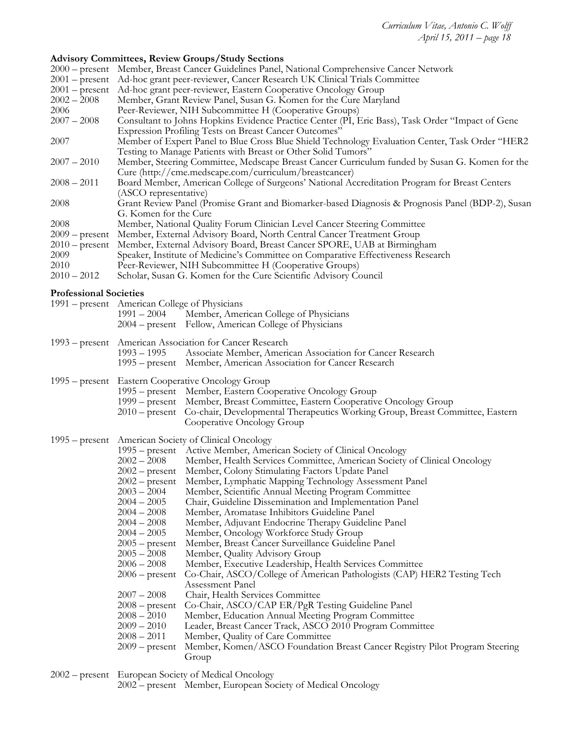**Advisory Committees, Review Groups/Study Sections**

2000 – present Member, Breast Cancer Guidelines Panel, National Comprehensive Cancer Network
2001 – present Ad-hoc grant peer-reviewer, Cancer Research UK Clinical Trials Committee
2001 – present Ad-hoc grant peer-reviewer, Eastern Cooperative Oncology Group
2002 – 2008 Member, Grant Review Panel, Susan G. Komen for the Cure Maryland
2006 Peer-Reviewer, NIH Subcommittee H (Cooperative Groups)
2007 – 2008 Consultant to Johns Hopkins Evidence Practice Center (PI, Eric Bass), Task Order "Impact of Gene Expression Profiling Tests on Breast Cancer Outcomes"
2007 Member of Expert Panel to Blue Cross Blue Shield Technology Evaluation Center, Task Order "HER2 Testing to Manage Patients with Breast or Other Solid Tumors"
2007 – 2010 Member, Steering Committee, Medscape Breast Cancer Curriculum funded by Susan G. Komen for the Cure (http://cme.medscape.com/curriculum/breastcancer)
2008 – 2011 Board Member, American College of Surgeons' National Accreditation Program for Breast Centers (ASCO representative)
2008 Grant Review Panel (Promise Grant and Biomarker-based Diagnosis & Prognosis Panel (BDP-2), Susan G. Komen for the Cure
2008 Member, National Quality Forum Clinician Level Cancer Steering Committee
2009 – present Member, External Advisory Board, North Central Cancer Treatment Group
2010 – present Member, External Advisory Board, Breast Cancer SPORE, UAB at Birmingham
2009 Speaker, Institute of Medicine's Committee on Comparative Effectiveness Research
2010 Peer-Reviewer, NIH Subcommittee H (Cooperative Groups)
2010 – 2012 Scholar, Susan G. Komen for the Cure Scientific Advisory Council

**Professional Societies**

1991 – present American College of Physicians
- 1991 – 2004 Member, American College of Physicians
- 2004 – present Fellow, American College of Physicians

1993 – present American Association for Cancer Research
- 1993 – 1995 Associate Member, American Association for Cancer Research
- 1995 – present Member, American Association for Cancer Research

1995 – present Eastern Cooperative Oncology Group
- 1995 – present Member, Eastern Cooperative Oncology Group
- 1999 – present Member, Breast Committee, Eastern Cooperative Oncology Group
- 2010 – present Co-chair, Developmental Therapeutics Working Group, Breast Committee, Eastern Cooperative Oncology Group

1995 – present American Society of Clinical Oncology
- 1995 – present Active Member, American Society of Clinical Oncology
- 2002 – 2008 Member, Health Services Committee, American Society of Clinical Oncology
- 2002 – present Member, Colony Stimulating Factors Update Panel
- 2002 – present Member, Lymphatic Mapping Technology Assessment Panel
- 2003 – 2004 Member, Scientific Annual Meeting Program Committee
- 2004 – 2005 Chair, Guideline Dissemination and Implementation Panel
- 2004 – 2008 Member, Aromatase Inhibitors Guideline Panel
- 2004 – 2008 Member, Adjuvant Endocrine Therapy Guideline Panel
- 2004 – 2005 Member, Oncology Workforce Study Group
- 2005 – present Member, Breast Cancer Surveillance Guideline Panel
- 2005 – 2008 Member, Quality Advisory Group
- 2006 – 2008 Member, Executive Leadership, Health Services Committee
- 2006 – present Co-Chair, ASCO/College of American Pathologists (CAP) HER2 Testing Tech Assessment Panel
- 2007 – 2008 Chair, Health Services Committee
- 2008 – present Co-Chair, ASCO/CAP ER/PgR Testing Guideline Panel
- 2008 – 2010 Member, Education Annual Meeting Program Committee
- 2009 – 2010 Leader, Breast Cancer Track, ASCO 2010 Program Committee
- 2008 – 2011 Member, Quality of Care Committee
- 2009 – present Member, Komen/ASCO Foundation Breast Cancer Registry Pilot Program Steering Group

2002 – present European Society of Medical Oncology
- 2002 – present Member, European Society of Medical Oncology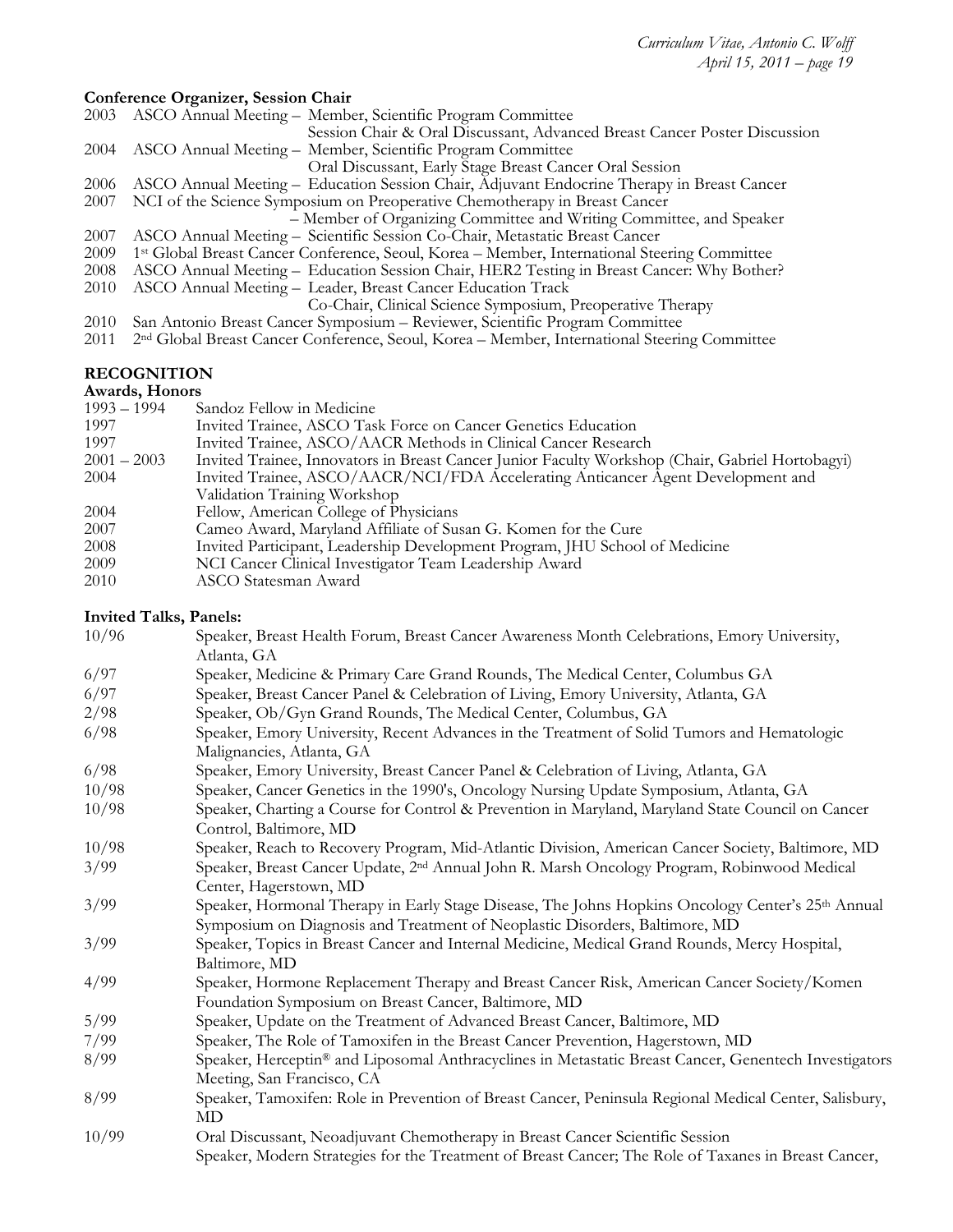**Conference Organizer, Session Chair**

| | |
|---|---|
| 2003 | ASCO Annual Meeting – Member, Scientific Program Committee<br>Session Chair & Oral Discussant, Advanced Breast Cancer Poster Discussion |
| 2004 | ASCO Annual Meeting – Member, Scientific Program Committee<br>Oral Discussant, Early Stage Breast Cancer Oral Session |
| 2006 | ASCO Annual Meeting – Education Session Chair, Adjuvant Endocrine Therapy in Breast Cancer |
| 2007 | NCI of the Science Symposium on Preoperative Chemotherapy in Breast Cancer<br>– Member of Organizing Committee and Writing Committee, and Speaker |
| 2007 | ASCO Annual Meeting – Scientific Session Co-Chair, Metastatic Breast Cancer |
| 2009 | 1st Global Breast Cancer Conference, Seoul, Korea – Member, International Steering Committee |
| 2008 | ASCO Annual Meeting – Education Session Chair, HER2 Testing in Breast Cancer: Why Bother? |
| 2010 | ASCO Annual Meeting – Leader, Breast Cancer Education Track<br>Co-Chair, Clinical Science Symposium, Preoperative Therapy |
| 2010 | San Antonio Breast Cancer Symposium – Reviewer, Scientific Program Committee |
| 2011 | 2nd Global Breast Cancer Conference, Seoul, Korea – Member, International Steering Committee |

## RECOGNITION

**Awards, Honors**

| | |
|---|---|
| 1993 – 1994 | Sandoz Fellow in Medicine |
| 1997 | Invited Trainee, ASCO Task Force on Cancer Genetics Education |
| 1997 | Invited Trainee, ASCO/AACR Methods in Clinical Cancer Research |
| 2001 – 2003 | Invited Trainee, Innovators in Breast Cancer Junior Faculty Workshop (Chair, Gabriel Hortobagyi) |
| 2004 | Invited Trainee, ASCO/AACR/NCI/FDA Accelerating Anticancer Agent Development and Validation Training Workshop |
| 2004 | Fellow, American College of Physicians |
| 2007 | Cameo Award, Maryland Affiliate of Susan G. Komen for the Cure |
| 2008 | Invited Participant, Leadership Development Program, JHU School of Medicine |
| 2009 | NCI Cancer Clinical Investigator Team Leadership Award |
| 2010 | ASCO Statesman Award |

**Invited Talks, Panels:**

| | |
|---|---|
| 10/96 | Speaker, Breast Health Forum, Breast Cancer Awareness Month Celebrations, Emory University, Atlanta, GA |
| 6/97 | Speaker, Medicine & Primary Care Grand Rounds, The Medical Center, Columbus GA |
| 6/97 | Speaker, Breast Cancer Panel & Celebration of Living, Emory University, Atlanta, GA |
| 2/98 | Speaker, Ob/Gyn Grand Rounds, The Medical Center, Columbus, GA |
| 6/98 | Speaker, Emory University, Recent Advances in the Treatment of Solid Tumors and Hematologic Malignancies, Atlanta, GA |
| 6/98 | Speaker, Emory University, Breast Cancer Panel & Celebration of Living, Atlanta, GA |
| 10/98 | Speaker, Cancer Genetics in the 1990's, Oncology Nursing Update Symposium, Atlanta, GA |
| 10/98 | Speaker, Charting a Course for Control & Prevention in Maryland, Maryland State Council on Cancer Control, Baltimore, MD |
| 10/98 | Speaker, Reach to Recovery Program, Mid-Atlantic Division, American Cancer Society, Baltimore, MD |
| 3/99 | Speaker, Breast Cancer Update, 2nd Annual John R. Marsh Oncology Program, Robinwood Medical Center, Hagerstown, MD |
| 3/99 | Speaker, Hormonal Therapy in Early Stage Disease, The Johns Hopkins Oncology Center's 25th Annual Symposium on Diagnosis and Treatment of Neoplastic Disorders, Baltimore, MD |
| 3/99 | Speaker, Topics in Breast Cancer and Internal Medicine, Medical Grand Rounds, Mercy Hospital, Baltimore, MD |
| 4/99 | Speaker, Hormone Replacement Therapy and Breast Cancer Risk, American Cancer Society/Komen Foundation Symposium on Breast Cancer, Baltimore, MD |
| 5/99 | Speaker, Update on the Treatment of Advanced Breast Cancer, Baltimore, MD |
| 7/99 | Speaker, The Role of Tamoxifen in the Breast Cancer Prevention, Hagerstown, MD |
| 8/99 | Speaker, Herceptin® and Liposomal Anthracyclines in Metastatic Breast Cancer, Genentech Investigators Meeting, San Francisco, CA |
| 8/99 | Speaker, Tamoxifen: Role in Prevention of Breast Cancer, Peninsula Regional Medical Center, Salisbury, MD |
| 10/99 | Oral Discussant, Neoadjuvant Chemotherapy in Breast Cancer Scientific Session<br>Speaker, Modern Strategies for the Treatment of Breast Cancer; The Role of Taxanes in Breast Cancer, |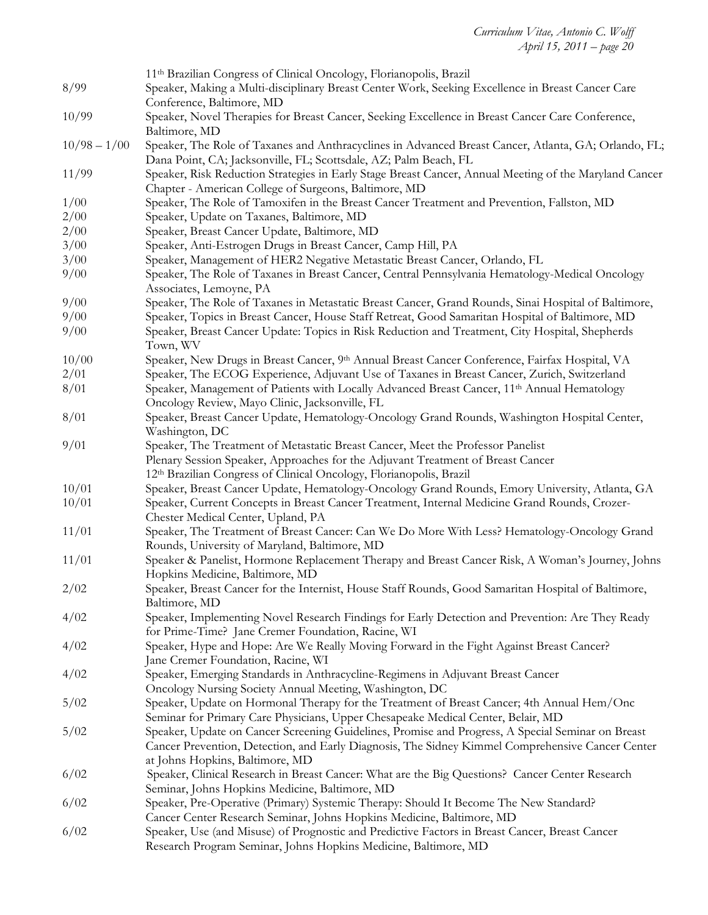11th Brazilian Congress of Clinical Oncology, Florianopolis, Brazil

| | |
|---|---|
| 8/99 | Speaker, Making a Multi-disciplinary Breast Center Work, Seeking Excellence in Breast Cancer Care Conference, Baltimore, MD |
| 10/99 | Speaker, Novel Therapies for Breast Cancer, Seeking Excellence in Breast Cancer Care Conference, Baltimore, MD |
| 10/98 – 1/00 | Speaker, The Role of Taxanes and Anthracyclines in Advanced Breast Cancer, Atlanta, GA; Orlando, FL; Dana Point, CA; Jacksonville, FL; Scottsdale, AZ; Palm Beach, FL |
| 11/99 | Speaker, Risk Reduction Strategies in Early Stage Breast Cancer, Annual Meeting of the Maryland Cancer Chapter - American College of Surgeons, Baltimore, MD |
| 1/00 | Speaker, The Role of Tamoxifen in the Breast Cancer Treatment and Prevention, Fallston, MD |
| 2/00 | Speaker, Update on Taxanes, Baltimore, MD |
| 2/00 | Speaker, Breast Cancer Update, Baltimore, MD |
| 3/00 | Speaker, Anti-Estrogen Drugs in Breast Cancer, Camp Hill, PA |
| 3/00 | Speaker, Management of HER2 Negative Metastatic Breast Cancer, Orlando, FL |
| 9/00 | Speaker, The Role of Taxanes in Breast Cancer, Central Pennsylvania Hematology-Medical Oncology Associates, Lemoyne, PA |
| 9/00 | Speaker, The Role of Taxanes in Metastatic Breast Cancer, Grand Rounds, Sinai Hospital of Baltimore, |
| 9/00 | Speaker, Topics in Breast Cancer, House Staff Retreat, Good Samaritan Hospital of Baltimore, MD |
| 9/00 | Speaker, Breast Cancer Update: Topics in Risk Reduction and Treatment, City Hospital, Shepherds Town, WV |
| 10/00 | Speaker, New Drugs in Breast Cancer, 9th Annual Breast Cancer Conference, Fairfax Hospital, VA |
| 2/01 | Speaker, The ECOG Experience, Adjuvant Use of Taxanes in Breast Cancer, Zurich, Switzerland |
| 8/01 | Speaker, Management of Patients with Locally Advanced Breast Cancer, 11th Annual Hematology Oncology Review, Mayo Clinic, Jacksonville, FL |
| 8/01 | Speaker, Breast Cancer Update, Hematology-Oncology Grand Rounds, Washington Hospital Center, Washington, DC |
| 9/01 | Speaker, The Treatment of Metastatic Breast Cancer, Meet the Professor Panelist<br>Plenary Session Speaker, Approaches for the Adjuvant Treatment of Breast Cancer<br>12th Brazilian Congress of Clinical Oncology, Florianopolis, Brazil |
| 10/01 | Speaker, Breast Cancer Update, Hematology-Oncology Grand Rounds, Emory University, Atlanta, GA |
| 10/01 | Speaker, Current Concepts in Breast Cancer Treatment, Internal Medicine Grand Rounds, Crozer-Chester Medical Center, Upland, PA |
| 11/01 | Speaker, The Treatment of Breast Cancer: Can We Do More With Less? Hematology-Oncology Grand Rounds, University of Maryland, Baltimore, MD |
| 11/01 | Speaker & Panelist, Hormone Replacement Therapy and Breast Cancer Risk, A Woman's Journey, Johns Hopkins Medicine, Baltimore, MD |
| 2/02 | Speaker, Breast Cancer for the Internist, House Staff Rounds, Good Samaritan Hospital of Baltimore, Baltimore, MD |
| 4/02 | Speaker, Implementing Novel Research Findings for Early Detection and Prevention: Are They Ready for Prime-Time? Jane Cremer Foundation, Racine, WI |
| 4/02 | Speaker, Hype and Hope: Are We Really Moving Forward in the Fight Against Breast Cancer? Jane Cremer Foundation, Racine, WI |
| 4/02 | Speaker, Emerging Standards in Anthracycline-Regimens in Adjuvant Breast Cancer Oncology Nursing Society Annual Meeting, Washington, DC |
| 5/02 | Speaker, Update on Hormonal Therapy for the Treatment of Breast Cancer; 4th Annual Hem/Onc Seminar for Primary Care Physicians, Upper Chesapeake Medical Center, Belair, MD |
| 5/02 | Speaker, Update on Cancer Screening Guidelines, Promise and Progress, A Special Seminar on Breast Cancer Prevention, Detection, and Early Diagnosis, The Sidney Kimmel Comprehensive Cancer Center at Johns Hopkins, Baltimore, MD |
| 6/02 | Speaker, Clinical Research in Breast Cancer: What are the Big Questions? Cancer Center Research Seminar, Johns Hopkins Medicine, Baltimore, MD |
| 6/02 | Speaker, Pre-Operative (Primary) Systemic Therapy: Should It Become The New Standard? Cancer Center Research Seminar, Johns Hopkins Medicine, Baltimore, MD |
| 6/02 | Speaker, Use (and Misuse) of Prognostic and Predictive Factors in Breast Cancer, Breast Cancer Research Program Seminar, Johns Hopkins Medicine, Baltimore, MD |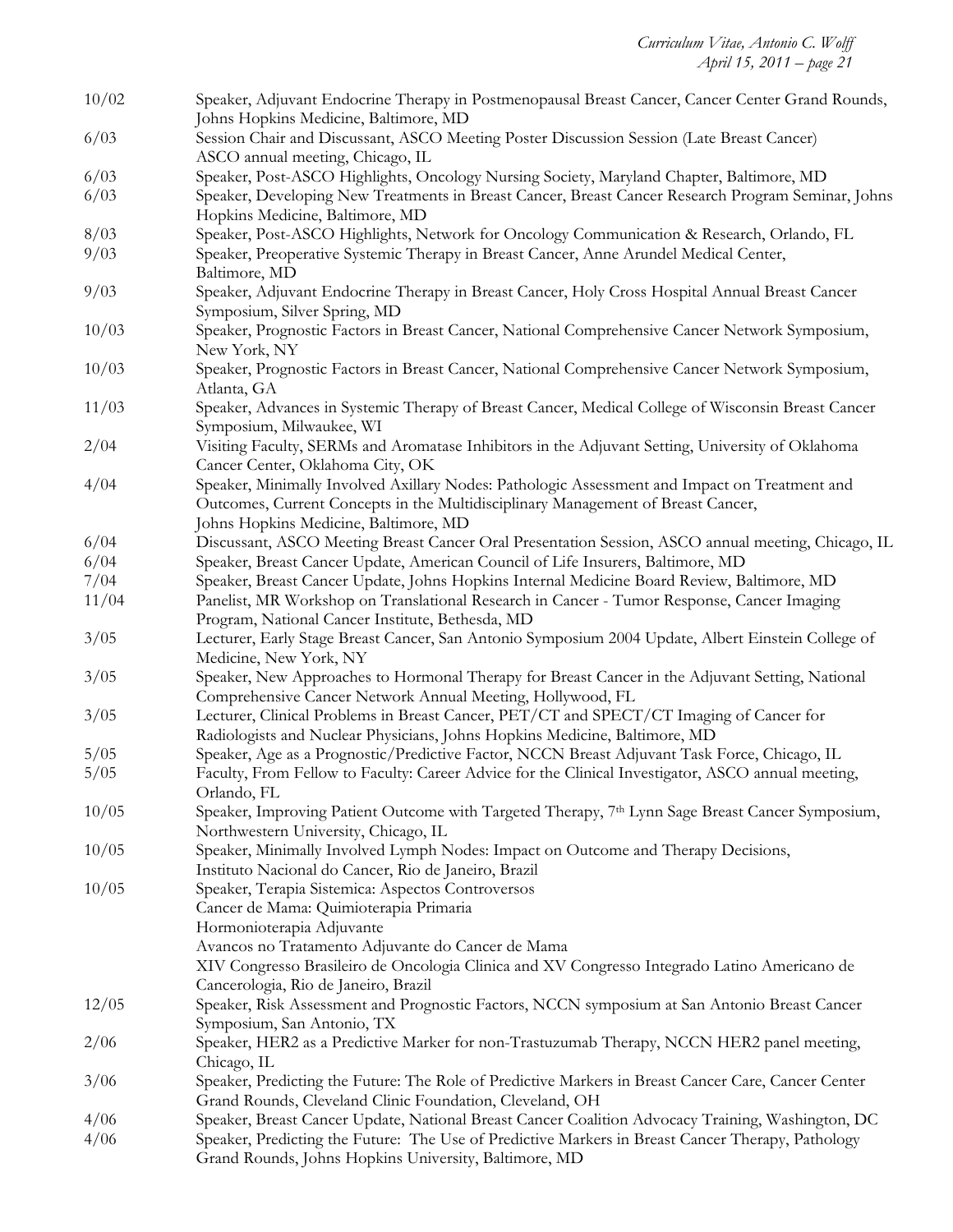| | |
|---|---|
| 10/02 | Speaker, Adjuvant Endocrine Therapy in Postmenopausal Breast Cancer, Cancer Center Grand Rounds, Johns Hopkins Medicine, Baltimore, MD |
| 6/03 | Session Chair and Discussant, ASCO Meeting Poster Discussion Session (Late Breast Cancer) ASCO annual meeting, Chicago, IL |
| 6/03 | Speaker, Post-ASCO Highlights, Oncology Nursing Society, Maryland Chapter, Baltimore, MD |
| 6/03 | Speaker, Developing New Treatments in Breast Cancer, Breast Cancer Research Program Seminar, Johns Hopkins Medicine, Baltimore, MD |
| 8/03 | Speaker, Post-ASCO Highlights, Network for Oncology Communication & Research, Orlando, FL |
| 9/03 | Speaker, Preoperative Systemic Therapy in Breast Cancer, Anne Arundel Medical Center, Baltimore, MD |
| 9/03 | Speaker, Adjuvant Endocrine Therapy in Breast Cancer, Holy Cross Hospital Annual Breast Cancer Symposium, Silver Spring, MD |
| 10/03 | Speaker, Prognostic Factors in Breast Cancer, National Comprehensive Cancer Network Symposium, New York, NY |
| 10/03 | Speaker, Prognostic Factors in Breast Cancer, National Comprehensive Cancer Network Symposium, Atlanta, GA |
| 11/03 | Speaker, Advances in Systemic Therapy of Breast Cancer, Medical College of Wisconsin Breast Cancer Symposium, Milwaukee, WI |
| 2/04 | Visiting Faculty, SERMs and Aromatase Inhibitors in the Adjuvant Setting, University of Oklahoma Cancer Center, Oklahoma City, OK |
| 4/04 | Speaker, Minimally Involved Axillary Nodes: Pathologic Assessment and Impact on Treatment and Outcomes, Current Concepts in the Multidisciplinary Management of Breast Cancer, Johns Hopkins Medicine, Baltimore, MD |
| 6/04 | Discussant, ASCO Meeting Breast Cancer Oral Presentation Session, ASCO annual meeting, Chicago, IL |
| 6/04 | Speaker, Breast Cancer Update, American Council of Life Insurers, Baltimore, MD |
| 7/04 | Speaker, Breast Cancer Update, Johns Hopkins Internal Medicine Board Review, Baltimore, MD |
| 11/04 | Panelist, MR Workshop on Translational Research in Cancer - Tumor Response, Cancer Imaging Program, National Cancer Institute, Bethesda, MD |
| 3/05 | Lecturer, Early Stage Breast Cancer, San Antonio Symposium 2004 Update, Albert Einstein College of Medicine, New York, NY |
| 3/05 | Speaker, New Approaches to Hormonal Therapy for Breast Cancer in the Adjuvant Setting, National Comprehensive Cancer Network Annual Meeting, Hollywood, FL |
| 3/05 | Lecturer, Clinical Problems in Breast Cancer, PET/CT and SPECT/CT Imaging of Cancer for Radiologists and Nuclear Physicians, Johns Hopkins Medicine, Baltimore, MD |
| 5/05 | Speaker, Age as a Prognostic/Predictive Factor, NCCN Breast Adjuvant Task Force, Chicago, IL |
| 5/05 | Faculty, From Fellow to Faculty: Career Advice for the Clinical Investigator, ASCO annual meeting, Orlando, FL |
| 10/05 | Speaker, Improving Patient Outcome with Targeted Therapy, 7th Lynn Sage Breast Cancer Symposium, Northwestern University, Chicago, IL |
| 10/05 | Speaker, Minimally Involved Lymph Nodes: Impact on Outcome and Therapy Decisions, Instituto Nacional do Cancer, Rio de Janeiro, Brazil |
| 10/05 | Speaker, Terapia Sistemica: Aspectos Controversos<br>Cancer de Mama: Quimioterapia Primaria<br>Hormonioterapia Adjuvante<br>Avancos no Tratamento Adjuvante do Cancer de Mama<br>XIV Congresso Brasileiro de Oncologia Clinica and XV Congresso Integrado Latino Americano de Cancerologia, Rio de Janeiro, Brazil |
| 12/05 | Speaker, Risk Assessment and Prognostic Factors, NCCN symposium at San Antonio Breast Cancer Symposium, San Antonio, TX |
| 2/06 | Speaker, HER2 as a Predictive Marker for non-Trastuzumab Therapy, NCCN HER2 panel meeting, Chicago, IL |
| 3/06 | Speaker, Predicting the Future: The Role of Predictive Markers in Breast Cancer Care, Cancer Center Grand Rounds, Cleveland Clinic Foundation, Cleveland, OH |
| 4/06 | Speaker, Breast Cancer Update, National Breast Cancer Coalition Advocacy Training, Washington, DC |
| 4/06 | Speaker, Predicting the Future: The Use of Predictive Markers in Breast Cancer Therapy, Pathology Grand Rounds, Johns Hopkins University, Baltimore, MD |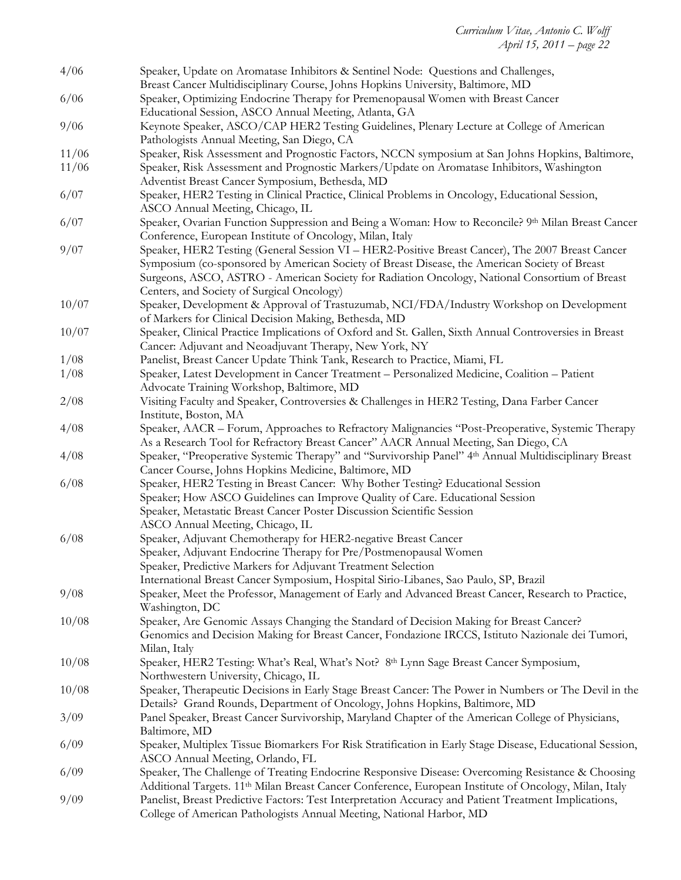| | |
|---|---|
| 4/06 | Speaker, Update on Aromatase Inhibitors & Sentinel Node: Questions and Challenges, Breast Cancer Multidisciplinary Course, Johns Hopkins University, Baltimore, MD |
| 6/06 | Speaker, Optimizing Endocrine Therapy for Premenopausal Women with Breast Cancer Educational Session, ASCO Annual Meeting, Atlanta, GA |
| 9/06 | Keynote Speaker, ASCO/CAP HER2 Testing Guidelines, Plenary Lecture at College of American Pathologists Annual Meeting, San Diego, CA |
| 11/06 | Speaker, Risk Assessment and Prognostic Factors, NCCN symposium at San Johns Hopkins, Baltimore, |
| 11/06 | Speaker, Risk Assessment and Prognostic Markers/Update on Aromatase Inhibitors, Washington Adventist Breast Cancer Symposium, Bethesda, MD |
| 6/07 | Speaker, HER2 Testing in Clinical Practice, Clinical Problems in Oncology, Educational Session, ASCO Annual Meeting, Chicago, IL |
| 6/07 | Speaker, Ovarian Function Suppression and Being a Woman: How to Reconcile? 9th Milan Breast Cancer Conference, European Institute of Oncology, Milan, Italy |
| 9/07 | Speaker, HER2 Testing (General Session VI – HER2-Positive Breast Cancer), The 2007 Breast Cancer Symposium (co-sponsored by American Society of Breast Disease, the American Society of Breast Surgeons, ASCO, ASTRO - American Society for Radiation Oncology, National Consortium of Breast Centers, and Society of Surgical Oncology) |
| 10/07 | Speaker, Development & Approval of Trastuzumab, NCI/FDA/Industry Workshop on Development of Markers for Clinical Decision Making, Bethesda, MD |
| 10/07 | Speaker, Clinical Practice Implications of Oxford and St. Gallen, Sixth Annual Controversies in Breast Cancer: Adjuvant and Neoadjuvant Therapy, New York, NY |
| 1/08 | Panelist, Breast Cancer Update Think Tank, Research to Practice, Miami, FL |
| 1/08 | Speaker, Latest Development in Cancer Treatment – Personalized Medicine, Coalition – Patient Advocate Training Workshop, Baltimore, MD |
| 2/08 | Visiting Faculty and Speaker, Controversies & Challenges in HER2 Testing, Dana Farber Cancer Institute, Boston, MA |
| 4/08 | Speaker, AACR – Forum, Approaches to Refractory Malignancies "Post-Preoperative, Systemic Therapy As a Research Tool for Refractory Breast Cancer" AACR Annual Meeting, San Diego, CA |
| 4/08 | Speaker, "Preoperative Systemic Therapy" and "Survivorship Panel" 4th Annual Multidisciplinary Breast Cancer Course, Johns Hopkins Medicine, Baltimore, MD |
| 6/08 | Speaker, HER2 Testing in Breast Cancer: Why Bother Testing? Educational Session<br>Speaker; How ASCO Guidelines can Improve Quality of Care. Educational Session<br>Speaker, Metastatic Breast Cancer Poster Discussion Scientific Session<br>ASCO Annual Meeting, Chicago, IL |
| 6/08 | Speaker, Adjuvant Chemotherapy for HER2-negative Breast Cancer<br>Speaker, Adjuvant Endocrine Therapy for Pre/Postmenopausal Women<br>Speaker, Predictive Markers for Adjuvant Treatment Selection<br>International Breast Cancer Symposium, Hospital Sirio-Libanes, Sao Paulo, SP, Brazil |
| 9/08 | Speaker, Meet the Professor, Management of Early and Advanced Breast Cancer, Research to Practice, Washington, DC |
| 10/08 | Speaker, Are Genomic Assays Changing the Standard of Decision Making for Breast Cancer? Genomics and Decision Making for Breast Cancer, Fondazione IRCCS, Istituto Nazionale dei Tumori, Milan, Italy |
| 10/08 | Speaker, HER2 Testing: What's Real, What's Not? 8th Lynn Sage Breast Cancer Symposium, Northwestern University, Chicago, IL |
| 10/08 | Speaker, Therapeutic Decisions in Early Stage Breast Cancer: The Power in Numbers or The Devil in the Details? Grand Rounds, Department of Oncology, Johns Hopkins, Baltimore, MD |
| 3/09 | Panel Speaker, Breast Cancer Survivorship, Maryland Chapter of the American College of Physicians, Baltimore, MD |
| 6/09 | Speaker, Multiplex Tissue Biomarkers For Risk Stratification in Early Stage Disease, Educational Session, ASCO Annual Meeting, Orlando, FL |
| 6/09 | Speaker, The Challenge of Treating Endocrine Responsive Disease: Overcoming Resistance & Choosing Additional Targets. 11th Milan Breast Cancer Conference, European Institute of Oncology, Milan, Italy |
| 9/09 | Panelist, Breast Predictive Factors: Test Interpretation Accuracy and Patient Treatment Implications, College of American Pathologists Annual Meeting, National Harbor, MD |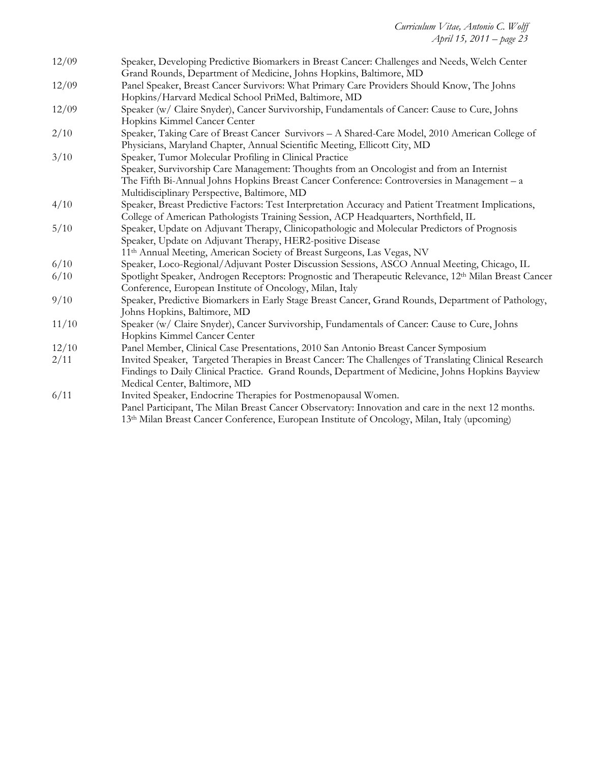| | |
|---|---|
| 12/09 | Speaker, Developing Predictive Biomarkers in Breast Cancer: Challenges and Needs, Welch Center Grand Rounds, Department of Medicine, Johns Hopkins, Baltimore, MD |
| 12/09 | Panel Speaker, Breast Cancer Survivors: What Primary Care Providers Should Know, The Johns Hopkins/Harvard Medical School PriMed, Baltimore, MD |
| 12/09 | Speaker (w/ Claire Snyder), Cancer Survivorship, Fundamentals of Cancer: Cause to Cure, Johns Hopkins Kimmel Cancer Center |
| 2/10 | Speaker, Taking Care of Breast Cancer Survivors – A Shared-Care Model, 2010 American College of Physicians, Maryland Chapter, Annual Scientific Meeting, Ellicott City, MD |
| 3/10 | Speaker, Tumor Molecular Profiling in Clinical Practice<br>Speaker, Survivorship Care Management: Thoughts from an Oncologist and from an Internist<br>The Fifth Bi-Annual Johns Hopkins Breast Cancer Conference: Controversies in Management – a Multidisciplinary Perspective, Baltimore, MD |
| 4/10 | Speaker, Breast Predictive Factors: Test Interpretation Accuracy and Patient Treatment Implications, College of American Pathologists Training Session, ACP Headquarters, Northfield, IL |
| 5/10 | Speaker, Update on Adjuvant Therapy, Clinicopathologic and Molecular Predictors of Prognosis<br>Speaker, Update on Adjuvant Therapy, HER2-positive Disease<br>11th Annual Meeting, American Society of Breast Surgeons, Las Vegas, NV |
| 6/10 | Speaker, Loco-Regional/Adjuvant Poster Discussion Sessions, ASCO Annual Meeting, Chicago, IL |
| 6/10 | Spotlight Speaker, Androgen Receptors: Prognostic and Therapeutic Relevance, 12th Milan Breast Cancer Conference, European Institute of Oncology, Milan, Italy |
| 9/10 | Speaker, Predictive Biomarkers in Early Stage Breast Cancer, Grand Rounds, Department of Pathology, Johns Hopkins, Baltimore, MD |
| 11/10 | Speaker (w/ Claire Snyder), Cancer Survivorship, Fundamentals of Cancer: Cause to Cure, Johns Hopkins Kimmel Cancer Center |
| 12/10 | Panel Member, Clinical Case Presentations, 2010 San Antonio Breast Cancer Symposium |
| 2/11 | Invited Speaker, Targeted Therapies in Breast Cancer: The Challenges of Translating Clinical Research Findings to Daily Clinical Practice. Grand Rounds, Department of Medicine, Johns Hopkins Bayview Medical Center, Baltimore, MD |
| 6/11 | Invited Speaker, Endocrine Therapies for Postmenopausal Women.<br>Panel Participant, The Milan Breast Cancer Observatory: Innovation and care in the next 12 months.<br>13th Milan Breast Cancer Conference, European Institute of Oncology, Milan, Italy (upcoming) |